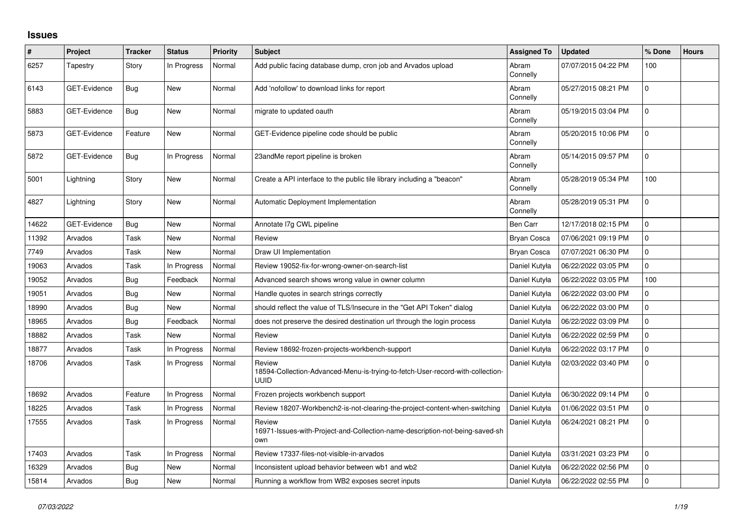# Issues

| # | Project | Tracker | Status | Priority | Subject | Assigned To | Updated | % Done | Hours |
|---|---|---|---|---|---|---|---|---|---|
| 6257 | Tapestry | Story | In Progress | Normal | Add public facing database dump, cron job and Arvados upload | Abram Connelly | 07/07/2015 04:22 PM | 100 | |
| 6143 | GET-Evidence | Bug | New | Normal | Add 'nofollow' to download links for report | Abram Connelly | 05/27/2015 08:21 PM | 0 | |
| 5883 | GET-Evidence | Bug | New | Normal | migrate to updated oauth | Abram Connelly | 05/19/2015 03:04 PM | 0 | |
| 5873 | GET-Evidence | Feature | New | Normal | GET-Evidence pipeline code should be public | Abram Connelly | 05/20/2015 10:06 PM | 0 | |
| 5872 | GET-Evidence | Bug | In Progress | Normal | 23andMe report pipeline is broken | Abram Connelly | 05/14/2015 09:57 PM | 0 | |
| 5001 | Lightning | Story | New | Normal | Create a API interface to the public tile library including a "beacon" | Abram Connelly | 05/28/2019 05:34 PM | 100 | |
| 4827 | Lightning | Story | New | Normal | Automatic Deployment Implementation | Abram Connelly | 05/28/2019 05:31 PM | 0 | |
| 14622 | GET-Evidence | Bug | New | Normal | Annotate l7g CWL pipeline | Ben Carr | 12/17/2018 02:15 PM | 0 | |
| 11392 | Arvados | Task | New | Normal | Review | Bryan Cosca | 07/06/2021 09:19 PM | 0 | |
| 7749 | Arvados | Task | New | Normal | Draw UI Implementation | Bryan Cosca | 07/07/2021 06:30 PM | 0 | |
| 19063 | Arvados | Task | In Progress | Normal | Review 19052-fix-for-wrong-owner-on-search-list | Daniel Kutyła | 06/22/2022 03:05 PM | 0 | |
| 19052 | Arvados | Bug | Feedback | Normal | Advanced search shows wrong value in owner column | Daniel Kutyła | 06/22/2022 03:05 PM | 100 | |
| 19051 | Arvados | Bug | New | Normal | Handle quotes in search strings correctly | Daniel Kutyła | 06/22/2022 03:00 PM | 0 | |
| 18990 | Arvados | Bug | New | Normal | should reflect the value of TLS/Insecure in the "Get API Token" dialog | Daniel Kutyła | 06/22/2022 03:00 PM | 0 | |
| 18965 | Arvados | Bug | Feedback | Normal | does not preserve the desired destination url through the login process | Daniel Kutyła | 06/22/2022 03:09 PM | 0 | |
| 18882 | Arvados | Task | New | Normal | Review | Daniel Kutyła | 06/22/2022 02:59 PM | 0 | |
| 18877 | Arvados | Task | In Progress | Normal | Review 18692-frozen-projects-workbench-support | Daniel Kutyła | 06/22/2022 03:17 PM | 0 | |
| 18706 | Arvados | Task | In Progress | Normal | Review 18594-Collection-Advanced-Menu-is-trying-to-fetch-User-record-with-collection-UUID | Daniel Kutyła | 02/03/2022 03:40 PM | 0 | |
| 18692 | Arvados | Feature | In Progress | Normal | Frozen projects workbench support | Daniel Kutyła | 06/30/2022 09:14 PM | 0 | |
| 18225 | Arvados | Task | In Progress | Normal | Review 18207-Workbench2-is-not-clearing-the-project-content-when-switching | Daniel Kutyła | 01/06/2022 03:51 PM | 0 | |
| 17555 | Arvados | Task | In Progress | Normal | Review 16971-Issues-with-Project-and-Collection-name-description-not-being-saved-shown | Daniel Kutyła | 06/24/2021 08:21 PM | 0 | |
| 17403 | Arvados | Task | In Progress | Normal | Review 17337-files-not-visible-in-arvados | Daniel Kutyła | 03/31/2021 03:23 PM | 0 | |
| 16329 | Arvados | Bug | New | Normal | Inconsistent upload behavior between wb1 and wb2 | Daniel Kutyła | 06/22/2022 02:56 PM | 0 | |
| 15814 | Arvados | Bug | New | Normal | Running a workflow from WB2 exposes secret inputs | Daniel Kutyła | 06/22/2022 02:55 PM | 0 | |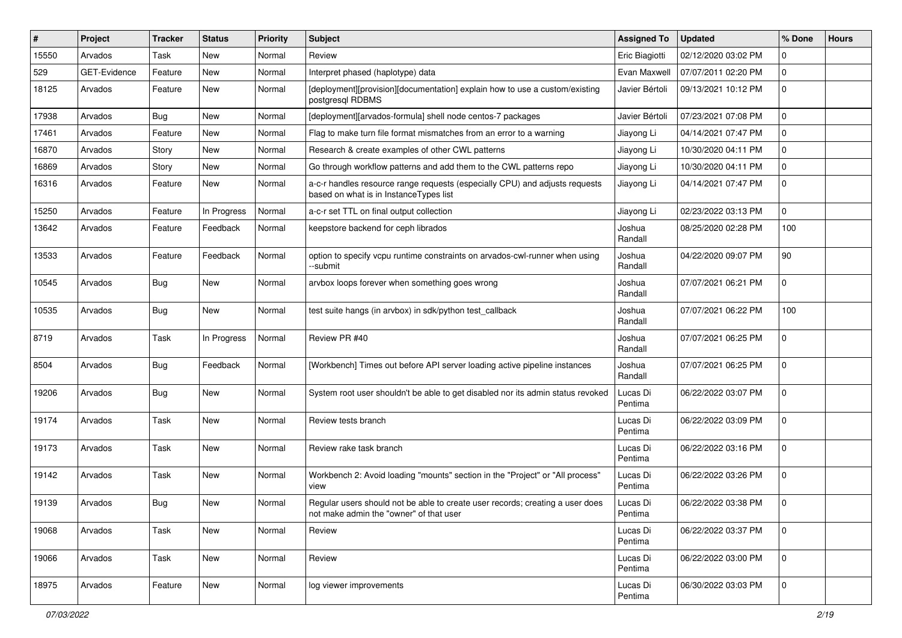| # | Project | Tracker | Status | Priority | Subject | Assigned To | Updated | % Done | Hours |
|---|---|---|---|---|---|---|---|---|---|
| 15550 | Arvados | Task | New | Normal | Review | Eric Biagiotti | 02/12/2020 03:02 PM | 0 | |
| 529 | GET-Evidence | Feature | New | Normal | Interpret phased (haplotype) data | Evan Maxwell | 07/07/2011 02:20 PM | 0 | |
| 18125 | Arvados | Feature | New | Normal | [deployment][provision][documentation] explain how to use a custom/existing postgresql RDBMS | Javier Bértoli | 09/13/2021 10:12 PM | 0 | |
| 17938 | Arvados | Bug | New | Normal | [deployment][arvados-formula] shell node centos-7 packages | Javier Bértoli | 07/23/2021 07:08 PM | 0 | |
| 17461 | Arvados | Feature | New | Normal | Flag to make turn file format mismatches from an error to a warning | Jiayong Li | 04/14/2021 07:47 PM | 0 | |
| 16870 | Arvados | Story | New | Normal | Research & create examples of other CWL patterns | Jiayong Li | 10/30/2020 04:11 PM | 0 | |
| 16869 | Arvados | Story | New | Normal | Go through workflow patterns and add them to the CWL patterns repo | Jiayong Li | 10/30/2020 04:11 PM | 0 | |
| 16316 | Arvados | Feature | New | Normal | a-c-r handles resource range requests (especially CPU) and adjusts requests based on what is in InstanceTypes list | Jiayong Li | 04/14/2021 07:47 PM | 0 | |
| 15250 | Arvados | Feature | In Progress | Normal | a-c-r set TTL on final output collection | Jiayong Li | 02/23/2022 03:13 PM | 0 | |
| 13642 | Arvados | Feature | Feedback | Normal | keepstore backend for ceph librados | Joshua Randall | 08/25/2020 02:28 PM | 100 | |
| 13533 | Arvados | Feature | Feedback | Normal | option to specify vcpu runtime constraints on arvados-cwl-runner when using --submit | Joshua Randall | 04/22/2020 09:07 PM | 90 | |
| 10545 | Arvados | Bug | New | Normal | arvbox loops forever when something goes wrong | Joshua Randall | 07/07/2021 06:21 PM | 0 | |
| 10535 | Arvados | Bug | New | Normal | test suite hangs (in arvbox) in sdk/python test_callback | Joshua Randall | 07/07/2021 06:22 PM | 100 | |
| 8719 | Arvados | Task | In Progress | Normal | Review PR #40 | Joshua Randall | 07/07/2021 06:25 PM | 0 | |
| 8504 | Arvados | Bug | Feedback | Normal | [Workbench] Times out before API server loading active pipeline instances | Joshua Randall | 07/07/2021 06:25 PM | 0 | |
| 19206 | Arvados | Bug | New | Normal | System root user shouldn't be able to get disabled nor its admin status revoked | Lucas Di Pentima | 06/22/2022 03:07 PM | 0 | |
| 19174 | Arvados | Task | New | Normal | Review tests branch | Lucas Di Pentima | 06/22/2022 03:09 PM | 0 | |
| 19173 | Arvados | Task | New | Normal | Review rake task branch | Lucas Di Pentima | 06/22/2022 03:16 PM | 0 | |
| 19142 | Arvados | Task | New | Normal | Workbench 2: Avoid loading "mounts" section in the "Project" or "All process" view | Lucas Di Pentima | 06/22/2022 03:26 PM | 0 | |
| 19139 | Arvados | Bug | New | Normal | Regular users should not be able to create user records; creating a user does not make admin the "owner" of that user | Lucas Di Pentima | 06/22/2022 03:38 PM | 0 | |
| 19068 | Arvados | Task | New | Normal | Review | Lucas Di Pentima | 06/22/2022 03:37 PM | 0 | |
| 19066 | Arvados | Task | New | Normal | Review | Lucas Di Pentima | 06/22/2022 03:00 PM | 0 | |
| 18975 | Arvados | Feature | New | Normal | log viewer improvements | Lucas Di Pentima | 06/30/2022 03:03 PM | 0 | |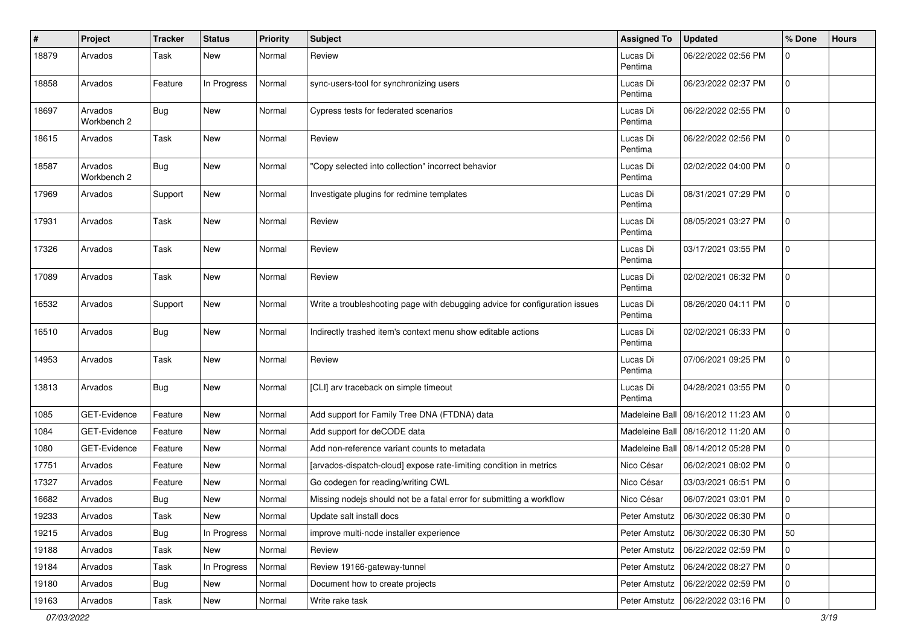| # | Project | Tracker | Status | Priority | Subject | Assigned To | Updated | % Done | Hours |
|---|---|---|---|---|---|---|---|---|---|
| 18879 | Arvados | Task | New | Normal | Review | Lucas Di Pentima | 06/22/2022 02:56 PM | 0 | |
| 18858 | Arvados | Feature | In Progress | Normal | sync-users-tool for synchronizing users | Lucas Di Pentima | 06/23/2022 02:37 PM | 0 | |
| 18697 | Arvados Workbench 2 | Bug | New | Normal | Cypress tests for federated scenarios | Lucas Di Pentima | 06/22/2022 02:55 PM | 0 | |
| 18615 | Arvados | Task | New | Normal | Review | Lucas Di Pentima | 06/22/2022 02:56 PM | 0 | |
| 18587 | Arvados Workbench 2 | Bug | New | Normal | "Copy selected into collection" incorrect behavior | Lucas Di Pentima | 02/02/2022 04:00 PM | 0 | |
| 17969 | Arvados | Support | New | Normal | Investigate plugins for redmine templates | Lucas Di Pentima | 08/31/2021 07:29 PM | 0 | |
| 17931 | Arvados | Task | New | Normal | Review | Lucas Di Pentima | 08/05/2021 03:27 PM | 0 | |
| 17326 | Arvados | Task | New | Normal | Review | Lucas Di Pentima | 03/17/2021 03:55 PM | 0 | |
| 17089 | Arvados | Task | New | Normal | Review | Lucas Di Pentima | 02/02/2021 06:32 PM | 0 | |
| 16532 | Arvados | Support | New | Normal | Write a troubleshooting page with debugging advice for configuration issues | Lucas Di Pentima | 08/26/2020 04:11 PM | 0 | |
| 16510 | Arvados | Bug | New | Normal | Indirectly trashed item's context menu show editable actions | Lucas Di Pentima | 02/02/2021 06:33 PM | 0 | |
| 14953 | Arvados | Task | New | Normal | Review | Lucas Di Pentima | 07/06/2021 09:25 PM | 0 | |
| 13813 | Arvados | Bug | New | Normal | [CLI] arv traceback on simple timeout | Lucas Di Pentima | 04/28/2021 03:55 PM | 0 | |
| 1085 | GET-Evidence | Feature | New | Normal | Add support for Family Tree DNA (FTDNA) data | Madeleine Ball | 08/16/2012 11:23 AM | 0 | |
| 1084 | GET-Evidence | Feature | New | Normal | Add support for deCODE data | Madeleine Ball | 08/16/2012 11:20 AM | 0 | |
| 1080 | GET-Evidence | Feature | New | Normal | Add non-reference variant counts to metadata | Madeleine Ball | 08/14/2012 05:28 PM | 0 | |
| 17751 | Arvados | Feature | New | Normal | [arvados-dispatch-cloud] expose rate-limiting condition in metrics | Nico César | 06/02/2021 08:02 PM | 0 | |
| 17327 | Arvados | Feature | New | Normal | Go codegen for reading/writing CWL | Nico César | 03/03/2021 06:51 PM | 0 | |
| 16682 | Arvados | Bug | New | Normal | Missing nodejs should not be a fatal error for submitting a workflow | Nico César | 06/07/2021 03:01 PM | 0 | |
| 19233 | Arvados | Task | New | Normal | Update salt install docs | Peter Amstutz | 06/30/2022 06:30 PM | 0 | |
| 19215 | Arvados | Bug | In Progress | Normal | improve multi-node installer experience | Peter Amstutz | 06/30/2022 06:30 PM | 50 | |
| 19188 | Arvados | Task | New | Normal | Review | Peter Amstutz | 06/22/2022 02:59 PM | 0 | |
| 19184 | Arvados | Task | In Progress | Normal | Review 19166-gateway-tunnel | Peter Amstutz | 06/24/2022 08:27 PM | 0 | |
| 19180 | Arvados | Bug | New | Normal | Document how to create projects | Peter Amstutz | 06/22/2022 02:59 PM | 0 | |
| 19163 | Arvados | Task | New | Normal | Write rake task | Peter Amstutz | 06/22/2022 03:16 PM | 0 | |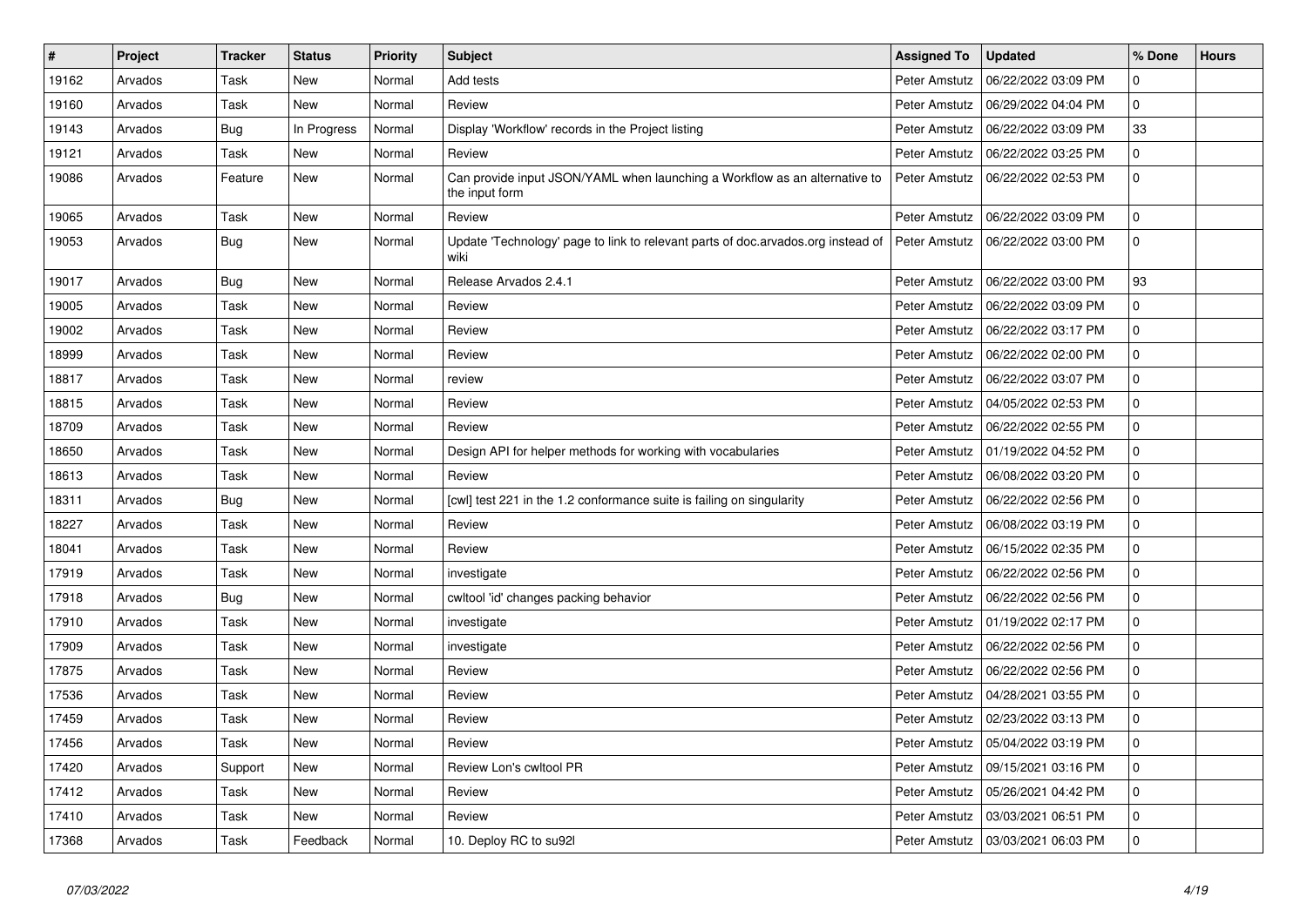| # | Project | Tracker | Status | Priority | Subject | Assigned To | Updated | % Done | Hours |
|---|---|---|---|---|---|---|---|---|---|
| 19162 | Arvados | Task | New | Normal | Add tests | Peter Amstutz | 06/22/2022 03:09 PM | 0 | |
| 19160 | Arvados | Task | New | Normal | Review | Peter Amstutz | 06/29/2022 04:04 PM | 0 | |
| 19143 | Arvados | Bug | In Progress | Normal | Display 'Workflow' records in the Project listing | Peter Amstutz | 06/22/2022 03:09 PM | 33 | |
| 19121 | Arvados | Task | New | Normal | Review | Peter Amstutz | 06/22/2022 03:25 PM | 0 | |
| 19086 | Arvados | Feature | New | Normal | Can provide input JSON/YAML when launching a Workflow as an alternative to the input form | Peter Amstutz | 06/22/2022 02:53 PM | 0 | |
| 19065 | Arvados | Task | New | Normal | Review | Peter Amstutz | 06/22/2022 03:09 PM | 0 | |
| 19053 | Arvados | Bug | New | Normal | Update 'Technology' page to link to relevant parts of doc.arvados.org instead of wiki | Peter Amstutz | 06/22/2022 03:00 PM | 0 | |
| 19017 | Arvados | Bug | New | Normal | Release Arvados 2.4.1 | Peter Amstutz | 06/22/2022 03:00 PM | 93 | |
| 19005 | Arvados | Task | New | Normal | Review | Peter Amstutz | 06/22/2022 03:09 PM | 0 | |
| 19002 | Arvados | Task | New | Normal | Review | Peter Amstutz | 06/22/2022 03:17 PM | 0 | |
| 18999 | Arvados | Task | New | Normal | Review | Peter Amstutz | 06/22/2022 02:00 PM | 0 | |
| 18817 | Arvados | Task | New | Normal | review | Peter Amstutz | 06/22/2022 03:07 PM | 0 | |
| 18815 | Arvados | Task | New | Normal | Review | Peter Amstutz | 04/05/2022 02:53 PM | 0 | |
| 18709 | Arvados | Task | New | Normal | Review | Peter Amstutz | 06/22/2022 02:55 PM | 0 | |
| 18650 | Arvados | Task | New | Normal | Design API for helper methods for working with vocabularies | Peter Amstutz | 01/19/2022 04:52 PM | 0 | |
| 18613 | Arvados | Task | New | Normal | Review | Peter Amstutz | 06/08/2022 03:20 PM | 0 | |
| 18311 | Arvados | Bug | New | Normal | [cwl] test 221 in the 1.2 conformance suite is failing on singularity | Peter Amstutz | 06/22/2022 02:56 PM | 0 | |
| 18227 | Arvados | Task | New | Normal | Review | Peter Amstutz | 06/08/2022 03:19 PM | 0 | |
| 18041 | Arvados | Task | New | Normal | Review | Peter Amstutz | 06/15/2022 02:35 PM | 0 | |
| 17919 | Arvados | Task | New | Normal | investigate | Peter Amstutz | 06/22/2022 02:56 PM | 0 | |
| 17918 | Arvados | Bug | New | Normal | cwltool 'id' changes packing behavior | Peter Amstutz | 06/22/2022 02:56 PM | 0 | |
| 17910 | Arvados | Task | New | Normal | investigate | Peter Amstutz | 01/19/2022 02:17 PM | 0 | |
| 17909 | Arvados | Task | New | Normal | investigate | Peter Amstutz | 06/22/2022 02:56 PM | 0 | |
| 17875 | Arvados | Task | New | Normal | Review | Peter Amstutz | 06/22/2022 02:56 PM | 0 | |
| 17536 | Arvados | Task | New | Normal | Review | Peter Amstutz | 04/28/2021 03:55 PM | 0 | |
| 17459 | Arvados | Task | New | Normal | Review | Peter Amstutz | 02/23/2022 03:13 PM | 0 | |
| 17456 | Arvados | Task | New | Normal | Review | Peter Amstutz | 05/04/2022 03:19 PM | 0 | |
| 17420 | Arvados | Support | New | Normal | Review Lon's cwltool PR | Peter Amstutz | 09/15/2021 03:16 PM | 0 | |
| 17412 | Arvados | Task | New | Normal | Review | Peter Amstutz | 05/26/2021 04:42 PM | 0 | |
| 17410 | Arvados | Task | New | Normal | Review | Peter Amstutz | 03/03/2021 06:51 PM | 0 | |
| 17368 | Arvados | Task | Feedback | Normal | 10. Deploy RC to su92l | Peter Amstutz | 03/03/2021 06:03 PM | 0 | |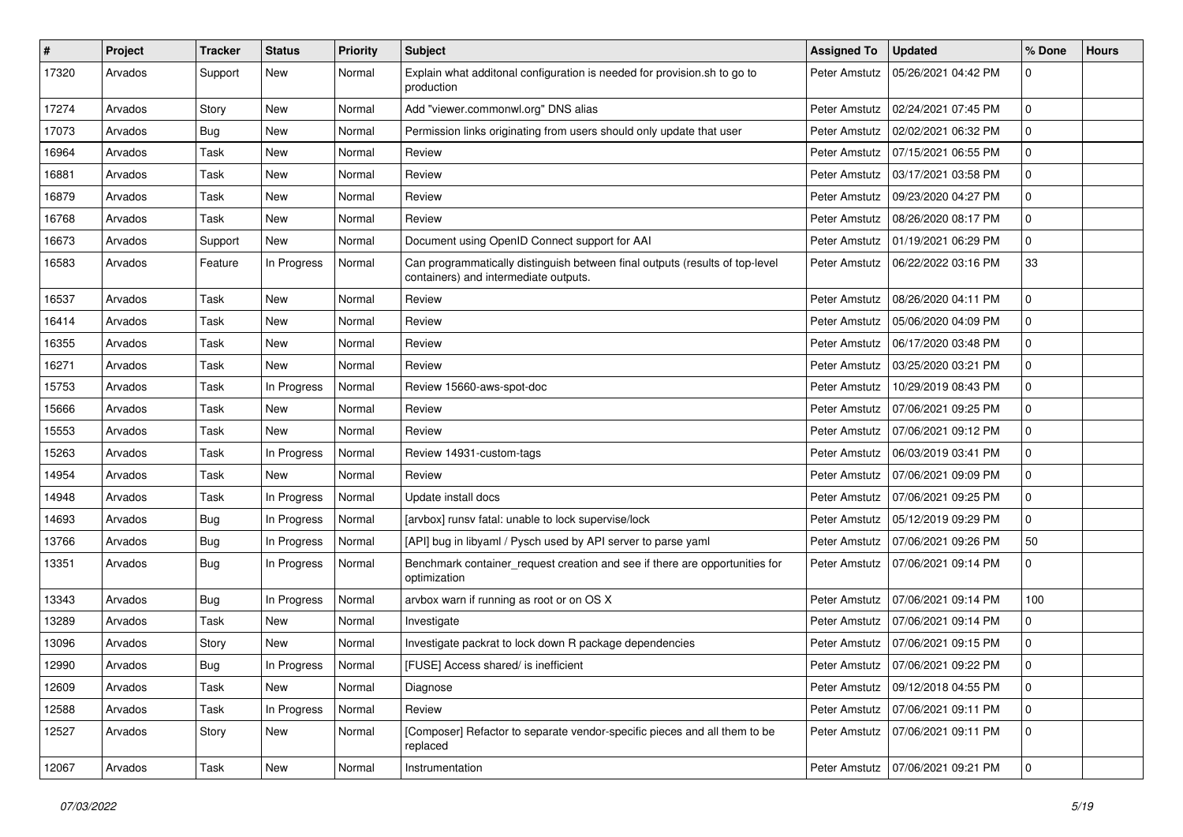| # | Project | Tracker | Status | Priority | Subject | Assigned To | Updated | % Done | Hours |
|---|---|---|---|---|---|---|---|---|---|
| 17320 | Arvados | Support | New | Normal | Explain what additonal configuration is needed for provision.sh to go to production | Peter Amstutz | 05/26/2021 04:42 PM | 0 | |
| 17274 | Arvados | Story | New | Normal | Add "viewer.commonwl.org" DNS alias | Peter Amstutz | 02/24/2021 07:45 PM | 0 | |
| 17073 | Arvados | Bug | New | Normal | Permission links originating from users should only update that user | Peter Amstutz | 02/02/2021 06:32 PM | 0 | |
| 16964 | Arvados | Task | New | Normal | Review | Peter Amstutz | 07/15/2021 06:55 PM | 0 | |
| 16881 | Arvados | Task | New | Normal | Review | Peter Amstutz | 03/17/2021 03:58 PM | 0 | |
| 16879 | Arvados | Task | New | Normal | Review | Peter Amstutz | 09/23/2020 04:27 PM | 0 | |
| 16768 | Arvados | Task | New | Normal | Review | Peter Amstutz | 08/26/2020 08:17 PM | 0 | |
| 16673 | Arvados | Support | New | Normal | Document using OpenID Connect support for AAI | Peter Amstutz | 01/19/2021 06:29 PM | 0 | |
| 16583 | Arvados | Feature | In Progress | Normal | Can programmatically distinguish between final outputs (results of top-level containers) and intermediate outputs. | Peter Amstutz | 06/22/2022 03:16 PM | 33 | |
| 16537 | Arvados | Task | New | Normal | Review | Peter Amstutz | 08/26/2020 04:11 PM | 0 | |
| 16414 | Arvados | Task | New | Normal | Review | Peter Amstutz | 05/06/2020 04:09 PM | 0 | |
| 16355 | Arvados | Task | New | Normal | Review | Peter Amstutz | 06/17/2020 03:48 PM | 0 | |
| 16271 | Arvados | Task | New | Normal | Review | Peter Amstutz | 03/25/2020 03:21 PM | 0 | |
| 15753 | Arvados | Task | In Progress | Normal | Review 15660-aws-spot-doc | Peter Amstutz | 10/29/2019 08:43 PM | 0 | |
| 15666 | Arvados | Task | New | Normal | Review | Peter Amstutz | 07/06/2021 09:25 PM | 0 | |
| 15553 | Arvados | Task | New | Normal | Review | Peter Amstutz | 07/06/2021 09:12 PM | 0 | |
| 15263 | Arvados | Task | In Progress | Normal | Review 14931-custom-tags | Peter Amstutz | 06/03/2019 03:41 PM | 0 | |
| 14954 | Arvados | Task | New | Normal | Review | Peter Amstutz | 07/06/2021 09:09 PM | 0 | |
| 14948 | Arvados | Task | In Progress | Normal | Update install docs | Peter Amstutz | 07/06/2021 09:25 PM | 0 | |
| 14693 | Arvados | Bug | In Progress | Normal | [arvbox] runsv fatal: unable to lock supervise/lock | Peter Amstutz | 05/12/2019 09:29 PM | 0 | |
| 13766 | Arvados | Bug | In Progress | Normal | [API] bug in libyaml / Pysch used by API server to parse yaml | Peter Amstutz | 07/06/2021 09:26 PM | 50 | |
| 13351 | Arvados | Bug | In Progress | Normal | Benchmark container_request creation and see if there are opportunities for optimization | Peter Amstutz | 07/06/2021 09:14 PM | 0 | |
| 13343 | Arvados | Bug | In Progress | Normal | arvbox warn if running as root or on OS X | Peter Amstutz | 07/06/2021 09:14 PM | 100 | |
| 13289 | Arvados | Task | New | Normal | Investigate | Peter Amstutz | 07/06/2021 09:14 PM | 0 | |
| 13096 | Arvados | Story | New | Normal | Investigate packrat to lock down R package dependencies | Peter Amstutz | 07/06/2021 09:15 PM | 0 | |
| 12990 | Arvados | Bug | In Progress | Normal | [FUSE] Access shared/ is inefficient | Peter Amstutz | 07/06/2021 09:22 PM | 0 | |
| 12609 | Arvados | Task | New | Normal | Diagnose | Peter Amstutz | 09/12/2018 04:55 PM | 0 | |
| 12588 | Arvados | Task | In Progress | Normal | Review | Peter Amstutz | 07/06/2021 09:11 PM | 0 | |
| 12527 | Arvados | Story | New | Normal | [Composer] Refactor to separate vendor-specific pieces and all them to be replaced | Peter Amstutz | 07/06/2021 09:11 PM | 0 | |
| 12067 | Arvados | Task | New | Normal | Instrumentation | Peter Amstutz | 07/06/2021 09:21 PM | 0 | |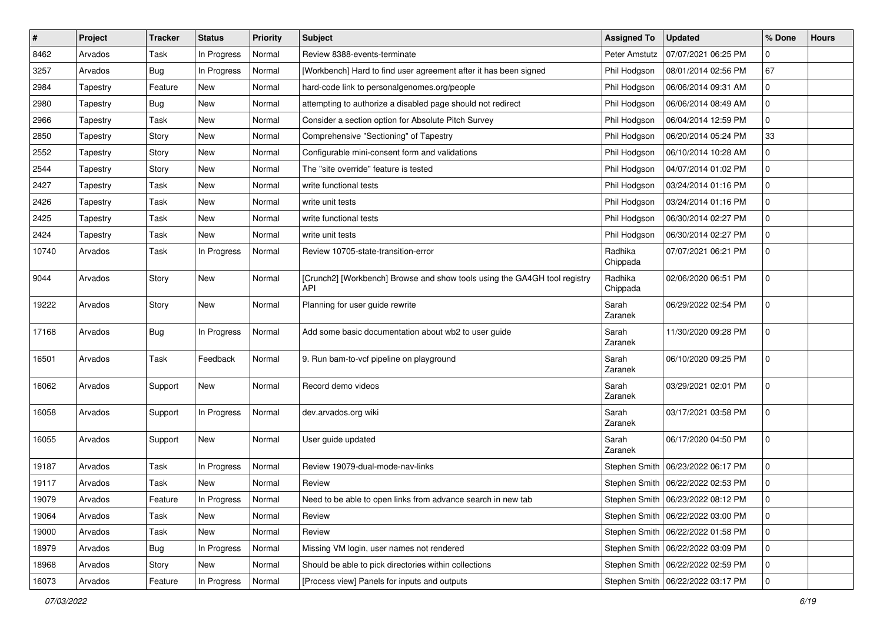| # | Project | Tracker | Status | Priority | Subject | Assigned To | Updated | % Done | Hours |
|---|---|---|---|---|---|---|---|---|---|
| 8462 | Arvados | Task | In Progress | Normal | Review 8388-events-terminate | Peter Amstutz | 07/07/2021 06:25 PM | 0 | |
| 3257 | Arvados | Bug | In Progress | Normal | [Workbench] Hard to find user agreement after it has been signed | Phil Hodgson | 08/01/2014 02:56 PM | 67 | |
| 2984 | Tapestry | Feature | New | Normal | hard-code link to personalgenomes.org/people | Phil Hodgson | 06/06/2014 09:31 AM | 0 | |
| 2980 | Tapestry | Bug | New | Normal | attempting to authorize a disabled page should not redirect | Phil Hodgson | 06/06/2014 08:49 AM | 0 | |
| 2966 | Tapestry | Task | New | Normal | Consider a section option for Absolute Pitch Survey | Phil Hodgson | 06/04/2014 12:59 PM | 0 | |
| 2850 | Tapestry | Story | New | Normal | Comprehensive "Sectioning" of Tapestry | Phil Hodgson | 06/20/2014 05:24 PM | 33 | |
| 2552 | Tapestry | Story | New | Normal | Configurable mini-consent form and validations | Phil Hodgson | 06/10/2014 10:28 AM | 0 | |
| 2544 | Tapestry | Story | New | Normal | The "site override" feature is tested | Phil Hodgson | 04/07/2014 01:02 PM | 0 | |
| 2427 | Tapestry | Task | New | Normal | write functional tests | Phil Hodgson | 03/24/2014 01:16 PM | 0 | |
| 2426 | Tapestry | Task | New | Normal | write unit tests | Phil Hodgson | 03/24/2014 01:16 PM | 0 | |
| 2425 | Tapestry | Task | New | Normal | write functional tests | Phil Hodgson | 06/30/2014 02:27 PM | 0 | |
| 2424 | Tapestry | Task | New | Normal | write unit tests | Phil Hodgson | 06/30/2014 02:27 PM | 0 | |
| 10740 | Arvados | Task | In Progress | Normal | Review 10705-state-transition-error | Radhika Chippada | 07/07/2021 06:21 PM | 0 | |
| 9044 | Arvados | Story | New | Normal | [Crunch2] [Workbench] Browse and show tools using the GA4GH tool registry API | Radhika Chippada | 02/06/2020 06:51 PM | 0 | |
| 19222 | Arvados | Story | New | Normal | Planning for user guide rewrite | Sarah Zaranek | 06/29/2022 02:54 PM | 0 | |
| 17168 | Arvados | Bug | In Progress | Normal | Add some basic documentation about wb2 to user guide | Sarah Zaranek | 11/30/2020 09:28 PM | 0 | |
| 16501 | Arvados | Task | Feedback | Normal | 9. Run bam-to-vcf pipeline on playground | Sarah Zaranek | 06/10/2020 09:25 PM | 0 | |
| 16062 | Arvados | Support | New | Normal | Record demo videos | Sarah Zaranek | 03/29/2021 02:01 PM | 0 | |
| 16058 | Arvados | Support | In Progress | Normal | dev.arvados.org wiki | Sarah Zaranek | 03/17/2021 03:58 PM | 0 | |
| 16055 | Arvados | Support | New | Normal | User guide updated | Sarah Zaranek | 06/17/2020 04:50 PM | 0 | |
| 19187 | Arvados | Task | In Progress | Normal | Review 19079-dual-mode-nav-links | Stephen Smith | 06/23/2022 06:17 PM | 0 | |
| 19117 | Arvados | Task | New | Normal | Review | Stephen Smith | 06/22/2022 02:53 PM | 0 | |
| 19079 | Arvados | Feature | In Progress | Normal | Need to be able to open links from advance search in new tab | Stephen Smith | 06/23/2022 08:12 PM | 0 | |
| 19064 | Arvados | Task | New | Normal | Review | Stephen Smith | 06/22/2022 03:00 PM | 0 | |
| 19000 | Arvados | Task | New | Normal | Review | Stephen Smith | 06/22/2022 01:58 PM | 0 | |
| 18979 | Arvados | Bug | In Progress | Normal | Missing VM login, user names not rendered | Stephen Smith | 06/22/2022 03:09 PM | 0 | |
| 18968 | Arvados | Story | New | Normal | Should be able to pick directories within collections | Stephen Smith | 06/22/2022 02:59 PM | 0 | |
| 16073 | Arvados | Feature | In Progress | Normal | [Process view] Panels for inputs and outputs | Stephen Smith | 06/22/2022 03:17 PM | 0 | |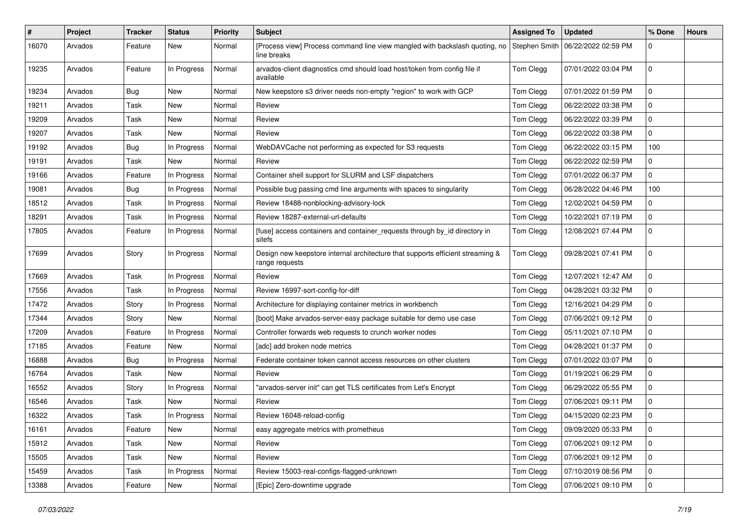| # | Project | Tracker | Status | Priority | Subject | Assigned To | Updated | % Done | Hours |
|---|---|---|---|---|---|---|---|---|---|
| 16070 | Arvados | Feature | New | Normal | [Process view] Process command line view mangled with backslash quoting, no line breaks | Stephen Smith | 06/22/2022 02:59 PM | 0 | |
| 19235 | Arvados | Feature | In Progress | Normal | arvados-client diagnostics cmd should load host/token from config file if available | Tom Clegg | 07/01/2022 03:04 PM | 0 | |
| 19234 | Arvados | Bug | New | Normal | New keepstore s3 driver needs non-empty "region" to work with GCP | Tom Clegg | 07/01/2022 01:59 PM | 0 | |
| 19211 | Arvados | Task | New | Normal | Review | Tom Clegg | 06/22/2022 03:38 PM | 0 | |
| 19209 | Arvados | Task | New | Normal | Review | Tom Clegg | 06/22/2022 03:39 PM | 0 | |
| 19207 | Arvados | Task | New | Normal | Review | Tom Clegg | 06/22/2022 03:38 PM | 0 | |
| 19192 | Arvados | Bug | In Progress | Normal | WebDAVCache not performing as expected for S3 requests | Tom Clegg | 06/22/2022 03:15 PM | 100 | |
| 19191 | Arvados | Task | New | Normal | Review | Tom Clegg | 06/22/2022 02:59 PM | 0 | |
| 19166 | Arvados | Feature | In Progress | Normal | Container shell support for SLURM and LSF dispatchers | Tom Clegg | 07/01/2022 06:37 PM | 0 | |
| 19081 | Arvados | Bug | In Progress | Normal | Possible bug passing cmd line arguments with spaces to singularity | Tom Clegg | 06/28/2022 04:46 PM | 100 | |
| 18512 | Arvados | Task | In Progress | Normal | Review 18488-nonblocking-advisory-lock | Tom Clegg | 12/02/2021 04:59 PM | 0 | |
| 18291 | Arvados | Task | In Progress | Normal | Review 18287-external-url-defaults | Tom Clegg | 10/22/2021 07:19 PM | 0 | |
| 17805 | Arvados | Feature | In Progress | Normal | [fuse] access containers and container_requests through by_id directory in sitefs | Tom Clegg | 12/08/2021 07:44 PM | 0 | |
| 17699 | Arvados | Story | In Progress | Normal | Design new keepstore internal architecture that supports efficient streaming & range requests | Tom Clegg | 09/28/2021 07:41 PM | 0 | |
| 17669 | Arvados | Task | In Progress | Normal | Review | Tom Clegg | 12/07/2021 12:47 AM | 0 | |
| 17556 | Arvados | Task | In Progress | Normal | Review 16997-sort-config-for-diff | Tom Clegg | 04/28/2021 03:32 PM | 0 | |
| 17472 | Arvados | Story | In Progress | Normal | Architecture for displaying container metrics in workbench | Tom Clegg | 12/16/2021 04:29 PM | 0 | |
| 17344 | Arvados | Story | New | Normal | [boot] Make arvados-server-easy package suitable for demo use case | Tom Clegg | 07/06/2021 09:12 PM | 0 | |
| 17209 | Arvados | Feature | In Progress | Normal | Controller forwards web requests to crunch worker nodes | Tom Clegg | 05/11/2021 07:10 PM | 0 | |
| 17185 | Arvados | Feature | New | Normal | [adc] add broken node metrics | Tom Clegg | 04/28/2021 01:37 PM | 0 | |
| 16888 | Arvados | Bug | In Progress | Normal | Federate container token cannot access resources on other clusters | Tom Clegg | 07/01/2022 03:07 PM | 0 | |
| 16764 | Arvados | Task | New | Normal | Review | Tom Clegg | 01/19/2021 06:29 PM | 0 | |
| 16552 | Arvados | Story | In Progress | Normal | "arvados-server init" can get TLS certificates from Let's Encrypt | Tom Clegg | 06/29/2022 05:55 PM | 0 | |
| 16546 | Arvados | Task | New | Normal | Review | Tom Clegg | 07/06/2021 09:11 PM | 0 | |
| 16322 | Arvados | Task | In Progress | Normal | Review 16048-reload-config | Tom Clegg | 04/15/2020 02:23 PM | 0 | |
| 16161 | Arvados | Feature | New | Normal | easy aggregate metrics with prometheus | Tom Clegg | 09/09/2020 05:33 PM | 0 | |
| 15912 | Arvados | Task | New | Normal | Review | Tom Clegg | 07/06/2021 09:12 PM | 0 | |
| 15505 | Arvados | Task | New | Normal | Review | Tom Clegg | 07/06/2021 09:12 PM | 0 | |
| 15459 | Arvados | Task | In Progress | Normal | Review 15003-real-configs-flagged-unknown | Tom Clegg | 07/10/2019 08:56 PM | 0 | |
| 13388 | Arvados | Feature | New | Normal | [Epic] Zero-downtime upgrade | Tom Clegg | 07/06/2021 09:10 PM | 0 | |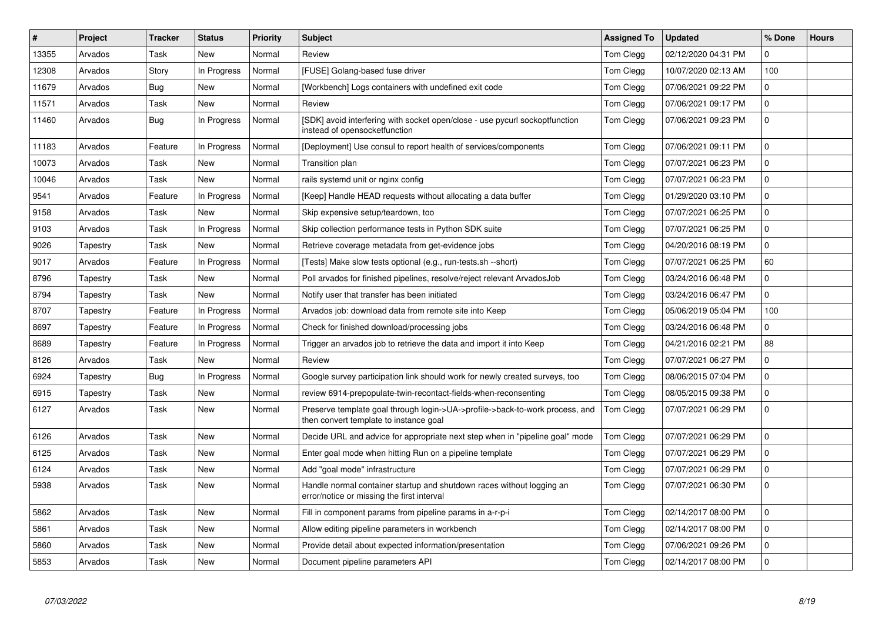| # | Project | Tracker | Status | Priority | Subject | Assigned To | Updated | % Done | Hours |
|---|---|---|---|---|---|---|---|---|---|
| 13355 | Arvados | Task | New | Normal | Review | Tom Clegg | 02/12/2020 04:31 PM | 0 | |
| 12308 | Arvados | Story | In Progress | Normal | [FUSE] Golang-based fuse driver | Tom Clegg | 10/07/2020 02:13 AM | 100 | |
| 11679 | Arvados | Bug | New | Normal | [Workbench] Logs containers with undefined exit code | Tom Clegg | 07/06/2021 09:22 PM | 0 | |
| 11571 | Arvados | Task | New | Normal | Review | Tom Clegg | 07/06/2021 09:17 PM | 0 | |
| 11460 | Arvados | Bug | In Progress | Normal | [SDK] avoid interfering with socket open/close - use pycurl sockoptfunction instead of opensocketfunction | Tom Clegg | 07/06/2021 09:23 PM | 0 | |
| 11183 | Arvados | Feature | In Progress | Normal | [Deployment] Use consul to report health of services/components | Tom Clegg | 07/06/2021 09:11 PM | 0 | |
| 10073 | Arvados | Task | New | Normal | Transition plan | Tom Clegg | 07/07/2021 06:23 PM | 0 | |
| 10046 | Arvados | Task | New | Normal | rails systemd unit or nginx config | Tom Clegg | 07/07/2021 06:23 PM | 0 | |
| 9541 | Arvados | Feature | In Progress | Normal | [Keep] Handle HEAD requests without allocating a data buffer | Tom Clegg | 01/29/2020 03:10 PM | 0 | |
| 9158 | Arvados | Task | New | Normal | Skip expensive setup/teardown, too | Tom Clegg | 07/07/2021 06:25 PM | 0 | |
| 9103 | Arvados | Task | In Progress | Normal | Skip collection performance tests in Python SDK suite | Tom Clegg | 07/07/2021 06:25 PM | 0 | |
| 9026 | Tapestry | Task | New | Normal | Retrieve coverage metadata from get-evidence jobs | Tom Clegg | 04/20/2016 08:19 PM | 0 | |
| 9017 | Arvados | Feature | In Progress | Normal | [Tests] Make slow tests optional (e.g., run-tests.sh --short) | Tom Clegg | 07/07/2021 06:25 PM | 60 | |
| 8796 | Tapestry | Task | New | Normal | Poll arvados for finished pipelines, resolve/reject relevant ArvadosJob | Tom Clegg | 03/24/2016 06:48 PM | 0 | |
| 8794 | Tapestry | Task | New | Normal | Notify user that transfer has been initiated | Tom Clegg | 03/24/2016 06:47 PM | 0 | |
| 8707 | Tapestry | Feature | In Progress | Normal | Arvados job: download data from remote site into Keep | Tom Clegg | 05/06/2019 05:04 PM | 100 | |
| 8697 | Tapestry | Feature | In Progress | Normal | Check for finished download/processing jobs | Tom Clegg | 03/24/2016 06:48 PM | 0 | |
| 8689 | Tapestry | Feature | In Progress | Normal | Trigger an arvados job to retrieve the data and import it into Keep | Tom Clegg | 04/21/2016 02:21 PM | 88 | |
| 8126 | Arvados | Task | New | Normal | Review | Tom Clegg | 07/07/2021 06:27 PM | 0 | |
| 6924 | Tapestry | Bug | In Progress | Normal | Google survey participation link should work for newly created surveys, too | Tom Clegg | 08/06/2015 07:04 PM | 0 | |
| 6915 | Tapestry | Task | New | Normal | review 6914-prepopulate-twin-recontact-fields-when-reconsenting | Tom Clegg | 08/05/2015 09:38 PM | 0 | |
| 6127 | Arvados | Task | New | Normal | Preserve template goal through login->UA->profile->back-to-work process, and then convert template to instance goal | Tom Clegg | 07/07/2021 06:29 PM | 0 | |
| 6126 | Arvados | Task | New | Normal | Decide URL and advice for appropriate next step when in "pipeline goal" mode | Tom Clegg | 07/07/2021 06:29 PM | 0 | |
| 6125 | Arvados | Task | New | Normal | Enter goal mode when hitting Run on a pipeline template | Tom Clegg | 07/07/2021 06:29 PM | 0 | |
| 6124 | Arvados | Task | New | Normal | Add "goal mode" infrastructure | Tom Clegg | 07/07/2021 06:29 PM | 0 | |
| 5938 | Arvados | Task | New | Normal | Handle normal container startup and shutdown races without logging an error/notice or missing the first interval | Tom Clegg | 07/07/2021 06:30 PM | 0 | |
| 5862 | Arvados | Task | New | Normal | Fill in component params from pipeline params in a-r-p-i | Tom Clegg | 02/14/2017 08:00 PM | 0 | |
| 5861 | Arvados | Task | New | Normal | Allow editing pipeline parameters in workbench | Tom Clegg | 02/14/2017 08:00 PM | 0 | |
| 5860 | Arvados | Task | New | Normal | Provide detail about expected information/presentation | Tom Clegg | 07/06/2021 09:26 PM | 0 | |
| 5853 | Arvados | Task | New | Normal | Document pipeline parameters API | Tom Clegg | 02/14/2017 08:00 PM | 0 | |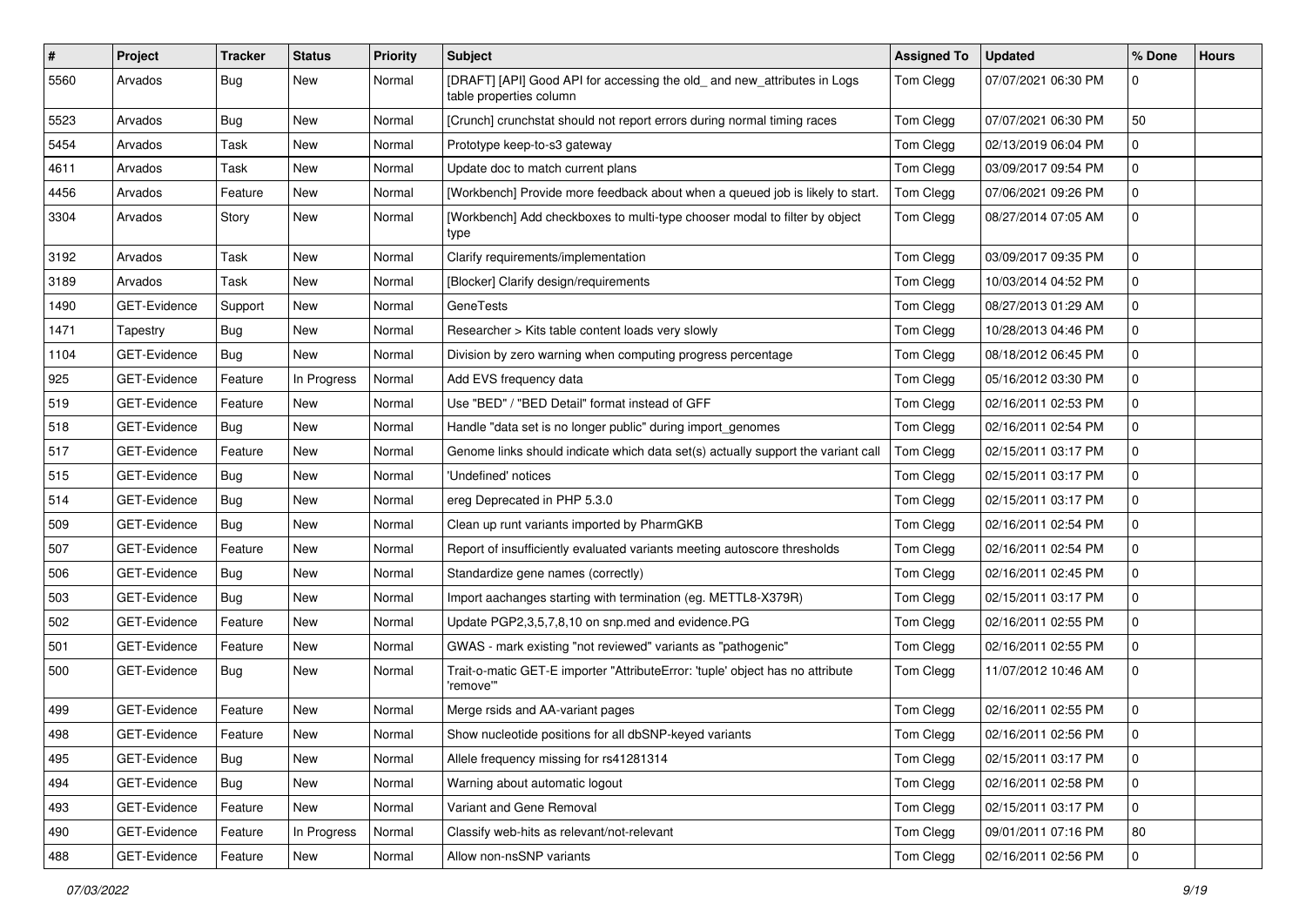| # | Project | Tracker | Status | Priority | Subject | Assigned To | Updated | % Done | Hours |
|---|---|---|---|---|---|---|---|---|---|
| 5560 | Arvados | Bug | New | Normal | [DRAFT] [API] Good API for accessing the old_ and new_attributes in Logs table properties column | Tom Clegg | 07/07/2021 06:30 PM | 0 | |
| 5523 | Arvados | Bug | New | Normal | [Crunch] crunchstat should not report errors during normal timing races | Tom Clegg | 07/07/2021 06:30 PM | 50 | |
| 5454 | Arvados | Task | New | Normal | Prototype keep-to-s3 gateway | Tom Clegg | 02/13/2019 06:04 PM | 0 | |
| 4611 | Arvados | Task | New | Normal | Update doc to match current plans | Tom Clegg | 03/09/2017 09:54 PM | 0 | |
| 4456 | Arvados | Feature | New | Normal | [Workbench] Provide more feedback about when a queued job is likely to start. | Tom Clegg | 07/06/2021 09:26 PM | 0 | |
| 3304 | Arvados | Story | New | Normal | [Workbench] Add checkboxes to multi-type chooser modal to filter by object type | Tom Clegg | 08/27/2014 07:05 AM | 0 | |
| 3192 | Arvados | Task | New | Normal | Clarify requirements/implementation | Tom Clegg | 03/09/2017 09:35 PM | 0 | |
| 3189 | Arvados | Task | New | Normal | [Blocker] Clarify design/requirements | Tom Clegg | 10/03/2014 04:52 PM | 0 | |
| 1490 | GET-Evidence | Support | New | Normal | GeneTests | Tom Clegg | 08/27/2013 01:29 AM | 0 | |
| 1471 | Tapestry | Bug | New | Normal | Researcher > Kits table content loads very slowly | Tom Clegg | 10/28/2013 04:46 PM | 0 | |
| 1104 | GET-Evidence | Bug | New | Normal | Division by zero warning when computing progress percentage | Tom Clegg | 08/18/2012 06:45 PM | 0 | |
| 925 | GET-Evidence | Feature | In Progress | Normal | Add EVS frequency data | Tom Clegg | 05/16/2012 03:30 PM | 0 | |
| 519 | GET-Evidence | Feature | New | Normal | Use "BED" / "BED Detail" format instead of GFF | Tom Clegg | 02/16/2011 02:53 PM | 0 | |
| 518 | GET-Evidence | Bug | New | Normal | Handle "data set is no longer public" during import_genomes | Tom Clegg | 02/16/2011 02:54 PM | 0 | |
| 517 | GET-Evidence | Feature | New | Normal | Genome links should indicate which data set(s) actually support the variant call | Tom Clegg | 02/15/2011 03:17 PM | 0 | |
| 515 | GET-Evidence | Bug | New | Normal | 'Undefined' notices | Tom Clegg | 02/15/2011 03:17 PM | 0 | |
| 514 | GET-Evidence | Bug | New | Normal | ereg Deprecated in PHP 5.3.0 | Tom Clegg | 02/15/2011 03:17 PM | 0 | |
| 509 | GET-Evidence | Bug | New | Normal | Clean up runt variants imported by PharmGKB | Tom Clegg | 02/16/2011 02:54 PM | 0 | |
| 507 | GET-Evidence | Feature | New | Normal | Report of insufficiently evaluated variants meeting autoscore thresholds | Tom Clegg | 02/16/2011 02:54 PM | 0 | |
| 506 | GET-Evidence | Bug | New | Normal | Standardize gene names (correctly) | Tom Clegg | 02/16/2011 02:45 PM | 0 | |
| 503 | GET-Evidence | Bug | New | Normal | Import aachanges starting with termination (eg. METTL8-X379R) | Tom Clegg | 02/15/2011 03:17 PM | 0 | |
| 502 | GET-Evidence | Feature | New | Normal | Update PGP2,3,5,7,8,10 on snp.med and evidence.PG | Tom Clegg | 02/16/2011 02:55 PM | 0 | |
| 501 | GET-Evidence | Feature | New | Normal | GWAS - mark existing "not reviewed" variants as "pathogenic" | Tom Clegg | 02/16/2011 02:55 PM | 0 | |
| 500 | GET-Evidence | Bug | New | Normal | Trait-o-matic GET-E importer "AttributeError: 'tuple' object has no attribute 'remove'" | Tom Clegg | 11/07/2012 10:46 AM | 0 | |
| 499 | GET-Evidence | Feature | New | Normal | Merge rsids and AA-variant pages | Tom Clegg | 02/16/2011 02:55 PM | 0 | |
| 498 | GET-Evidence | Feature | New | Normal | Show nucleotide positions for all dbSNP-keyed variants | Tom Clegg | 02/16/2011 02:56 PM | 0 | |
| 495 | GET-Evidence | Bug | New | Normal | Allele frequency missing for rs41281314 | Tom Clegg | 02/15/2011 03:17 PM | 0 | |
| 494 | GET-Evidence | Bug | New | Normal | Warning about automatic logout | Tom Clegg | 02/16/2011 02:58 PM | 0 | |
| 493 | GET-Evidence | Feature | New | Normal | Variant and Gene Removal | Tom Clegg | 02/15/2011 03:17 PM | 0 | |
| 490 | GET-Evidence | Feature | In Progress | Normal | Classify web-hits as relevant/not-relevant | Tom Clegg | 09/01/2011 07:16 PM | 80 | |
| 488 | GET-Evidence | Feature | New | Normal | Allow non-nsSNP variants | Tom Clegg | 02/16/2011 02:56 PM | 0 | |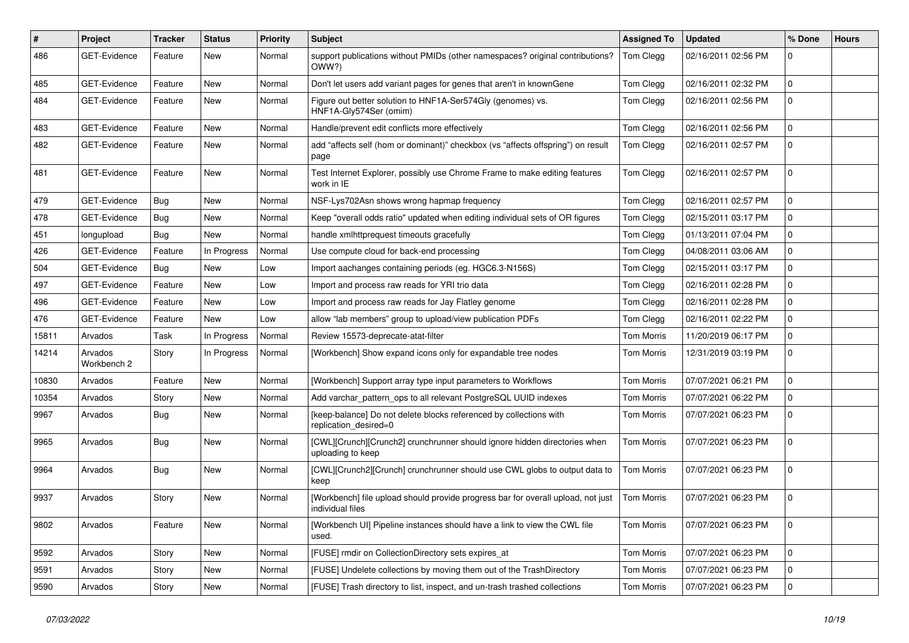| # | Project | Tracker | Status | Priority | Subject | Assigned To | Updated | % Done | Hours |
|---|---|---|---|---|---|---|---|---|---|
| 486 | GET-Evidence | Feature | New | Normal | support publications without PMIDs (other namespaces? original contributions? OWW?) | Tom Clegg | 02/16/2011 02:56 PM | 0 | |
| 485 | GET-Evidence | Feature | New | Normal | Don't let users add variant pages for genes that aren't in knownGene | Tom Clegg | 02/16/2011 02:32 PM | 0 | |
| 484 | GET-Evidence | Feature | New | Normal | Figure out better solution to HNF1A-Ser574Gly (genomes) vs. HNF1A-Gly574Ser (omim) | Tom Clegg | 02/16/2011 02:56 PM | 0 | |
| 483 | GET-Evidence | Feature | New | Normal | Handle/prevent edit conflicts more effectively | Tom Clegg | 02/16/2011 02:56 PM | 0 | |
| 482 | GET-Evidence | Feature | New | Normal | add "affects self (hom or dominant)" checkbox (vs "affects offspring") on result page | Tom Clegg | 02/16/2011 02:57 PM | 0 | |
| 481 | GET-Evidence | Feature | New | Normal | Test Internet Explorer, possibly use Chrome Frame to make editing features work in IE | Tom Clegg | 02/16/2011 02:57 PM | 0 | |
| 479 | GET-Evidence | Bug | New | Normal | NSF-Lys702Asn shows wrong hapmap frequency | Tom Clegg | 02/16/2011 02:57 PM | 0 | |
| 478 | GET-Evidence | Bug | New | Normal | Keep "overall odds ratio" updated when editing individual sets of OR figures | Tom Clegg | 02/15/2011 03:17 PM | 0 | |
| 451 | longupload | Bug | New | Normal | handle xmlhttprequest timeouts gracefully | Tom Clegg | 01/13/2011 07:04 PM | 0 | |
| 426 | GET-Evidence | Feature | In Progress | Normal | Use compute cloud for back-end processing | Tom Clegg | 04/08/2011 03:06 AM | 0 | |
| 504 | GET-Evidence | Bug | New | Low | Import aachanges containing periods (eg. HGC6.3-N156S) | Tom Clegg | 02/15/2011 03:17 PM | 0 | |
| 497 | GET-Evidence | Feature | New | Low | Import and process raw reads for YRI trio data | Tom Clegg | 02/16/2011 02:28 PM | 0 | |
| 496 | GET-Evidence | Feature | New | Low | Import and process raw reads for Jay Flatley genome | Tom Clegg | 02/16/2011 02:28 PM | 0 | |
| 476 | GET-Evidence | Feature | New | Low | allow "lab members" group to upload/view publication PDFs | Tom Clegg | 02/16/2011 02:22 PM | 0 | |
| 15811 | Arvados | Task | In Progress | Normal | Review 15573-deprecate-atat-filter | Tom Morris | 11/20/2019 06:17 PM | 0 | |
| 14214 | Arvados Workbench 2 | Story | In Progress | Normal | [Workbench] Show expand icons only for expandable tree nodes | Tom Morris | 12/31/2019 03:19 PM | 0 | |
| 10830 | Arvados | Feature | New | Normal | [Workbench] Support array type input parameters to Workflows | Tom Morris | 07/07/2021 06:21 PM | 0 | |
| 10354 | Arvados | Story | New | Normal | Add varchar_pattern_ops to all relevant PostgreSQL UUID indexes | Tom Morris | 07/07/2021 06:22 PM | 0 | |
| 9967 | Arvados | Bug | New | Normal | [keep-balance] Do not delete blocks referenced by collections with replication_desired=0 | Tom Morris | 07/07/2021 06:23 PM | 0 | |
| 9965 | Arvados | Bug | New | Normal | [CWL][Crunch][Crunch2] crunchrunner should ignore hidden directories when uploading to keep | Tom Morris | 07/07/2021 06:23 PM | 0 | |
| 9964 | Arvados | Bug | New | Normal | [CWL][Crunch2][Crunch] crunchrunner should use CWL globs to output data to keep | Tom Morris | 07/07/2021 06:23 PM | 0 | |
| 9937 | Arvados | Story | New | Normal | [Workbench] file upload should provide progress bar for overall upload, not just individual files | Tom Morris | 07/07/2021 06:23 PM | 0 | |
| 9802 | Arvados | Feature | New | Normal | [Workbench UI] Pipeline instances should have a link to view the CWL file used. | Tom Morris | 07/07/2021 06:23 PM | 0 | |
| 9592 | Arvados | Story | New | Normal | [FUSE] rmdir on CollectionDirectory sets expires_at | Tom Morris | 07/07/2021 06:23 PM | 0 | |
| 9591 | Arvados | Story | New | Normal | [FUSE] Undelete collections by moving them out of the TrashDirectory | Tom Morris | 07/07/2021 06:23 PM | 0 | |
| 9590 | Arvados | Story | New | Normal | [FUSE] Trash directory to list, inspect, and un-trash trashed collections | Tom Morris | 07/07/2021 06:23 PM | 0 | |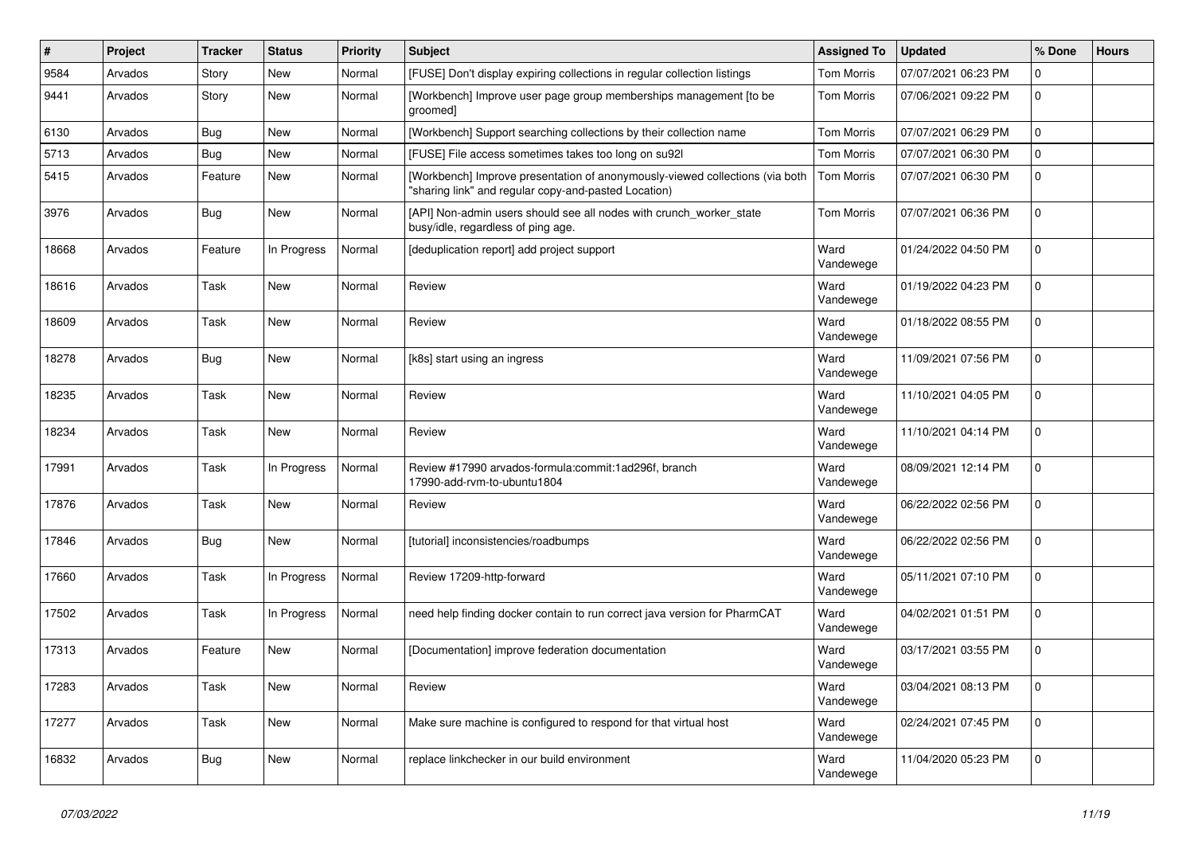| # | Project | Tracker | Status | Priority | Subject | Assigned To | Updated | % Done | Hours |
|---|---|---|---|---|---|---|---|---|---|
| 9584 | Arvados | Story | New | Normal | [FUSE] Don't display expiring collections in regular collection listings | Tom Morris | 07/07/2021 06:23 PM | 0 | |
| 9441 | Arvados | Story | New | Normal | [Workbench] Improve user page group memberships management [to be groomed] | Tom Morris | 07/06/2021 09:22 PM | 0 | |
| 6130 | Arvados | Bug | New | Normal | [Workbench] Support searching collections by their collection name | Tom Morris | 07/07/2021 06:29 PM | 0 | |
| 5713 | Arvados | Bug | New | Normal | [FUSE] File access sometimes takes too long on su92l | Tom Morris | 07/07/2021 06:30 PM | 0 | |
| 5415 | Arvados | Feature | New | Normal | [Workbench] Improve presentation of anonymously-viewed collections (via both "sharing link" and regular copy-and-pasted Location) | Tom Morris | 07/07/2021 06:30 PM | 0 | |
| 3976 | Arvados | Bug | New | Normal | [API] Non-admin users should see all nodes with crunch_worker_state busy/idle, regardless of ping age. | Tom Morris | 07/07/2021 06:36 PM | 0 | |
| 18668 | Arvados | Feature | In Progress | Normal | [deduplication report] add project support | Ward Vandewege | 01/24/2022 04:50 PM | 0 | |
| 18616 | Arvados | Task | New | Normal | Review | Ward Vandewege | 01/19/2022 04:23 PM | 0 | |
| 18609 | Arvados | Task | New | Normal | Review | Ward Vandewege | 01/18/2022 08:55 PM | 0 | |
| 18278 | Arvados | Bug | New | Normal | [k8s] start using an ingress | Ward Vandewege | 11/09/2021 07:56 PM | 0 | |
| 18235 | Arvados | Task | New | Normal | Review | Ward Vandewege | 11/10/2021 04:05 PM | 0 | |
| 18234 | Arvados | Task | New | Normal | Review | Ward Vandewege | 11/10/2021 04:14 PM | 0 | |
| 17991 | Arvados | Task | In Progress | Normal | Review #17990 arvados-formula:commit:1ad296f, branch 17990-add-rvm-to-ubuntu1804 | Ward Vandewege | 08/09/2021 12:14 PM | 0 | |
| 17876 | Arvados | Task | New | Normal | Review | Ward Vandewege | 06/22/2022 02:56 PM | 0 | |
| 17846 | Arvados | Bug | New | Normal | [tutorial] inconsistencies/roadbumps | Ward Vandewege | 06/22/2022 02:56 PM | 0 | |
| 17660 | Arvados | Task | In Progress | Normal | Review 17209-http-forward | Ward Vandewege | 05/11/2021 07:10 PM | 0 | |
| 17502 | Arvados | Task | In Progress | Normal | need help finding docker contain to run correct java version for PharmCAT | Ward Vandewege | 04/02/2021 01:51 PM | 0 | |
| 17313 | Arvados | Feature | New | Normal | [Documentation] improve federation documentation | Ward Vandewege | 03/17/2021 03:55 PM | 0 | |
| 17283 | Arvados | Task | New | Normal | Review | Ward Vandewege | 03/04/2021 08:13 PM | 0 | |
| 17277 | Arvados | Task | New | Normal | Make sure machine is configured to respond for that virtual host | Ward Vandewege | 02/24/2021 07:45 PM | 0 | |
| 16832 | Arvados | Bug | New | Normal | replace linkchecker in our build environment | Ward Vandewege | 11/04/2020 05:23 PM | 0 | |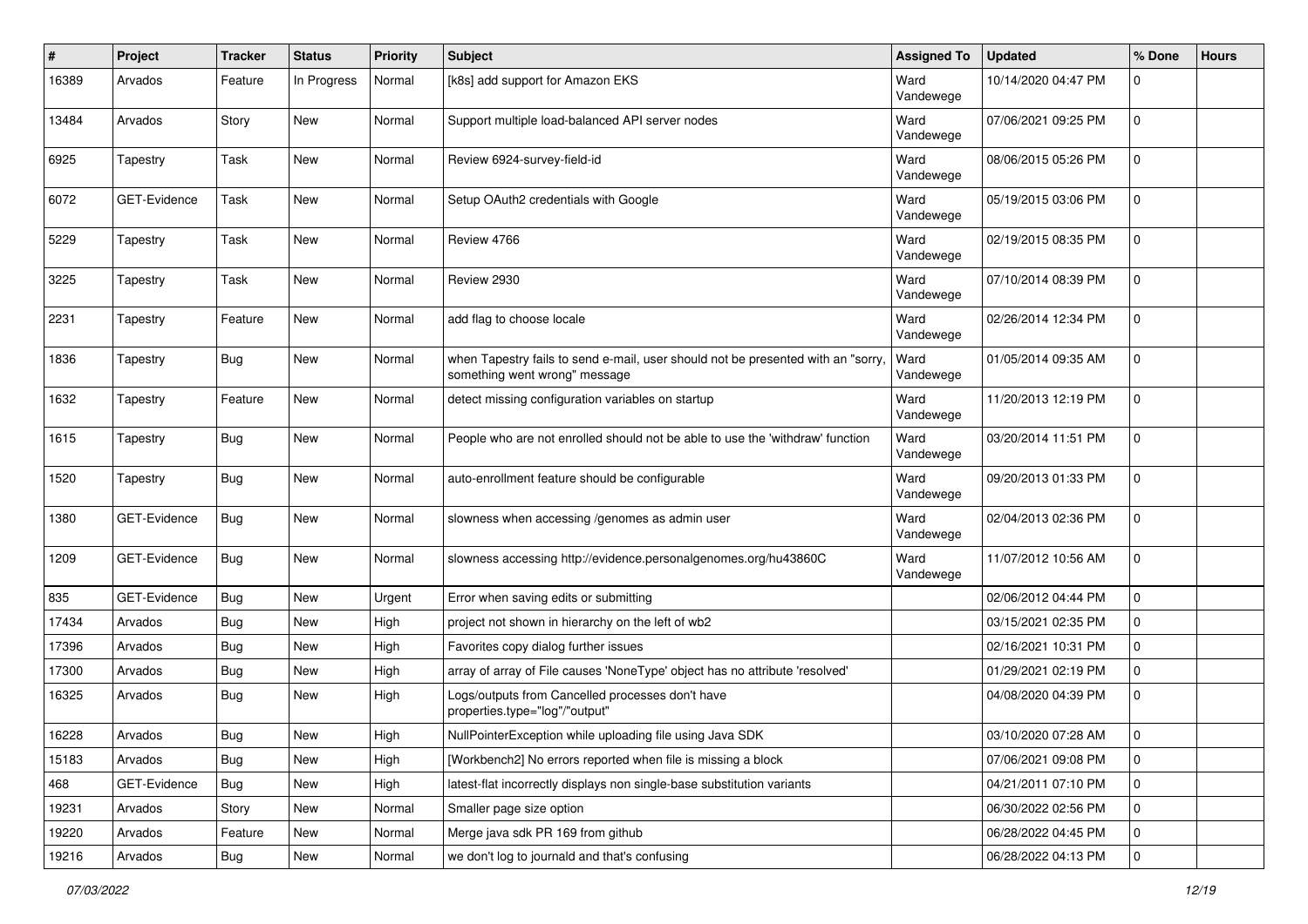| # | Project | Tracker | Status | Priority | Subject | Assigned To | Updated | % Done | Hours |
|---|---|---|---|---|---|---|---|---|---|
| 16389 | Arvados | Feature | In Progress | Normal | [k8s] add support for Amazon EKS | Ward Vandewege | 10/14/2020 04:47 PM | 0 | |
| 13484 | Arvados | Story | New | Normal | Support multiple load-balanced API server nodes | Ward Vandewege | 07/06/2021 09:25 PM | 0 | |
| 6925 | Tapestry | Task | New | Normal | Review 6924-survey-field-id | Ward Vandewege | 08/06/2015 05:26 PM | 0 | |
| 6072 | GET-Evidence | Task | New | Normal | Setup OAuth2 credentials with Google | Ward Vandewege | 05/19/2015 03:06 PM | 0 | |
| 5229 | Tapestry | Task | New | Normal | Review 4766 | Ward Vandewege | 02/19/2015 08:35 PM | 0 | |
| 3225 | Tapestry | Task | New | Normal | Review 2930 | Ward Vandewege | 07/10/2014 08:39 PM | 0 | |
| 2231 | Tapestry | Feature | New | Normal | add flag to choose locale | Ward Vandewege | 02/26/2014 12:34 PM | 0 | |
| 1836 | Tapestry | Bug | New | Normal | when Tapestry fails to send e-mail, user should not be presented with an "sorry, something went wrong" message | Ward Vandewege | 01/05/2014 09:35 AM | 0 | |
| 1632 | Tapestry | Feature | New | Normal | detect missing configuration variables on startup | Ward Vandewege | 11/20/2013 12:19 PM | 0 | |
| 1615 | Tapestry | Bug | New | Normal | People who are not enrolled should not be able to use the 'withdraw' function | Ward Vandewege | 03/20/2014 11:51 PM | 0 | |
| 1520 | Tapestry | Bug | New | Normal | auto-enrollment feature should be configurable | Ward Vandewege | 09/20/2013 01:33 PM | 0 | |
| 1380 | GET-Evidence | Bug | New | Normal | slowness when accessing /genomes as admin user | Ward Vandewege | 02/04/2013 02:36 PM | 0 | |
| 1209 | GET-Evidence | Bug | New | Normal | slowness accessing http://evidence.personalgenomes.org/hu43860C | Ward Vandewege | 11/07/2012 10:56 AM | 0 | |
| 835 | GET-Evidence | Bug | New | Urgent | Error when saving edits or submitting | | 02/06/2012 04:44 PM | 0 | |
| 17434 | Arvados | Bug | New | High | project not shown in hierarchy on the left of wb2 | | 03/15/2021 02:35 PM | 0 | |
| 17396 | Arvados | Bug | New | High | Favorites copy dialog further issues | | 02/16/2021 10:31 PM | 0 | |
| 17300 | Arvados | Bug | New | High | array of array of File causes 'NoneType' object has no attribute 'resolved' | | 01/29/2021 02:19 PM | 0 | |
| 16325 | Arvados | Bug | New | High | Logs/outputs from Cancelled processes don't have properties.type="log"/"output" | | 04/08/2020 04:39 PM | 0 | |
| 16228 | Arvados | Bug | New | High | NullPointerException while uploading file using Java SDK | | 03/10/2020 07:28 AM | 0 | |
| 15183 | Arvados | Bug | New | High | [Workbench2] No errors reported when file is missing a block | | 07/06/2021 09:08 PM | 0 | |
| 468 | GET-Evidence | Bug | New | High | latest-flat incorrectly displays non single-base substitution variants | | 04/21/2011 07:10 PM | 0 | |
| 19231 | Arvados | Story | New | Normal | Smaller page size option | | 06/30/2022 02:56 PM | 0 | |
| 19220 | Arvados | Feature | New | Normal | Merge java sdk PR 169 from github | | 06/28/2022 04:45 PM | 0 | |
| 19216 | Arvados | Bug | New | Normal | we don't log to journald and that's confusing | | 06/28/2022 04:13 PM | 0 | |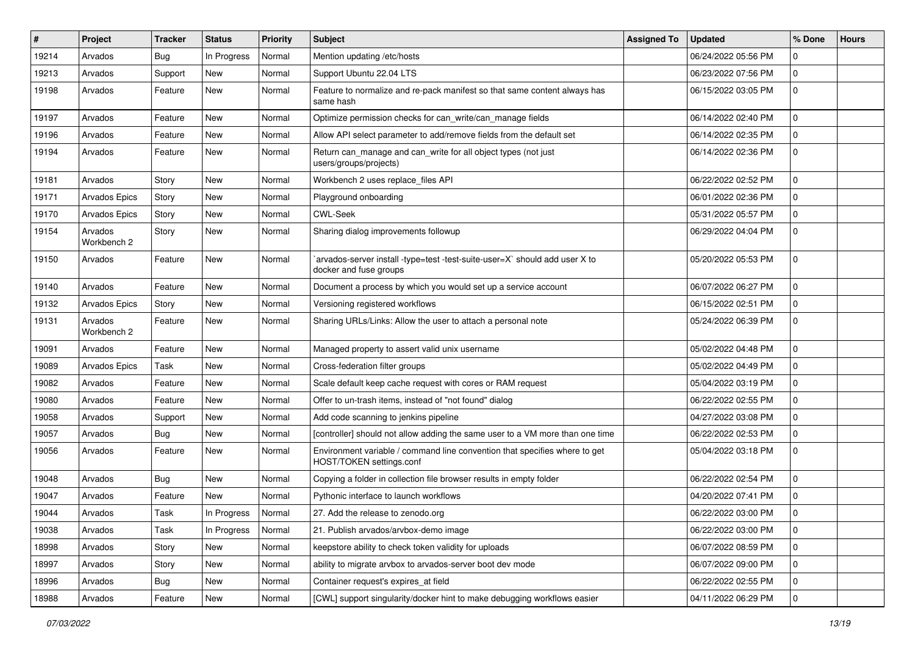| # | Project | Tracker | Status | Priority | Subject | Assigned To | Updated | % Done | Hours |
|---|---|---|---|---|---|---|---|---|---|
| 19214 | Arvados | Bug | In Progress | Normal | Mention updating /etc/hosts | | 06/24/2022 05:56 PM | 0 | |
| 19213 | Arvados | Support | New | Normal | Support Ubuntu 22.04 LTS | | 06/23/2022 07:56 PM | 0 | |
| 19198 | Arvados | Feature | New | Normal | Feature to normalize and re-pack manifest so that same content always has same hash | | 06/15/2022 03:05 PM | 0 | |
| 19197 | Arvados | Feature | New | Normal | Optimize permission checks for can_write/can_manage fields | | 06/14/2022 02:40 PM | 0 | |
| 19196 | Arvados | Feature | New | Normal | Allow API select parameter to add/remove fields from the default set | | 06/14/2022 02:35 PM | 0 | |
| 19194 | Arvados | Feature | New | Normal | Return can_manage and can_write for all object types (not just users/groups/projects) | | 06/14/2022 02:36 PM | 0 | |
| 19181 | Arvados | Story | New | Normal | Workbench 2 uses replace_files API | | 06/22/2022 02:52 PM | 0 | |
| 19171 | Arvados Epics | Story | New | Normal | Playground onboarding | | 06/01/2022 02:36 PM | 0 | |
| 19170 | Arvados Epics | Story | New | Normal | CWL-Seek | | 05/31/2022 05:57 PM | 0 | |
| 19154 | Arvados Workbench 2 | Story | New | Normal | Sharing dialog improvements followup | | 06/29/2022 04:04 PM | 0 | |
| 19150 | Arvados | Feature | New | Normal | `arvados-server install -type=test -test-suite-user=X` should add user X to docker and fuse groups | | 05/20/2022 05:53 PM | 0 | |
| 19140 | Arvados | Feature | New | Normal | Document a process by which you would set up a service account | | 06/07/2022 06:27 PM | 0 | |
| 19132 | Arvados Epics | Story | New | Normal | Versioning registered workflows | | 06/15/2022 02:51 PM | 0 | |
| 19131 | Arvados Workbench 2 | Feature | New | Normal | Sharing URLs/Links: Allow the user to attach a personal note | | 05/24/2022 06:39 PM | 0 | |
| 19091 | Arvados | Feature | New | Normal | Managed property to assert valid unix username | | 05/02/2022 04:48 PM | 0 | |
| 19089 | Arvados Epics | Task | New | Normal | Cross-federation filter groups | | 05/02/2022 04:49 PM | 0 | |
| 19082 | Arvados | Feature | New | Normal | Scale default keep cache request with cores or RAM request | | 05/04/2022 03:19 PM | 0 | |
| 19080 | Arvados | Feature | New | Normal | Offer to un-trash items, instead of "not found" dialog | | 06/22/2022 02:55 PM | 0 | |
| 19058 | Arvados | Support | New | Normal | Add code scanning to jenkins pipeline | | 04/27/2022 03:08 PM | 0 | |
| 19057 | Arvados | Bug | New | Normal | [controller] should not allow adding the same user to a VM more than one time | | 06/22/2022 02:53 PM | 0 | |
| 19056 | Arvados | Feature | New | Normal | Environment variable / command line convention that specifies where to get HOST/TOKEN settings.conf | | 05/04/2022 03:18 PM | 0 | |
| 19048 | Arvados | Bug | New | Normal | Copying a folder in collection file browser results in empty folder | | 06/22/2022 02:54 PM | 0 | |
| 19047 | Arvados | Feature | New | Normal | Pythonic interface to launch workflows | | 04/20/2022 07:41 PM | 0 | |
| 19044 | Arvados | Task | In Progress | Normal | 27. Add the release to zenodo.org | | 06/22/2022 03:00 PM | 0 | |
| 19038 | Arvados | Task | In Progress | Normal | 21. Publish arvados/arvbox-demo image | | 06/22/2022 03:00 PM | 0 | |
| 18998 | Arvados | Story | New | Normal | keepstore ability to check token validity for uploads | | 06/07/2022 08:59 PM | 0 | |
| 18997 | Arvados | Story | New | Normal | ability to migrate arvbox to arvados-server boot dev mode | | 06/07/2022 09:00 PM | 0 | |
| 18996 | Arvados | Bug | New | Normal | Container request's expires_at field | | 06/22/2022 02:55 PM | 0 | |
| 18988 | Arvados | Feature | New | Normal | [CWL] support singularity/docker hint to make debugging workflows easier | | 04/11/2022 06:29 PM | 0 | |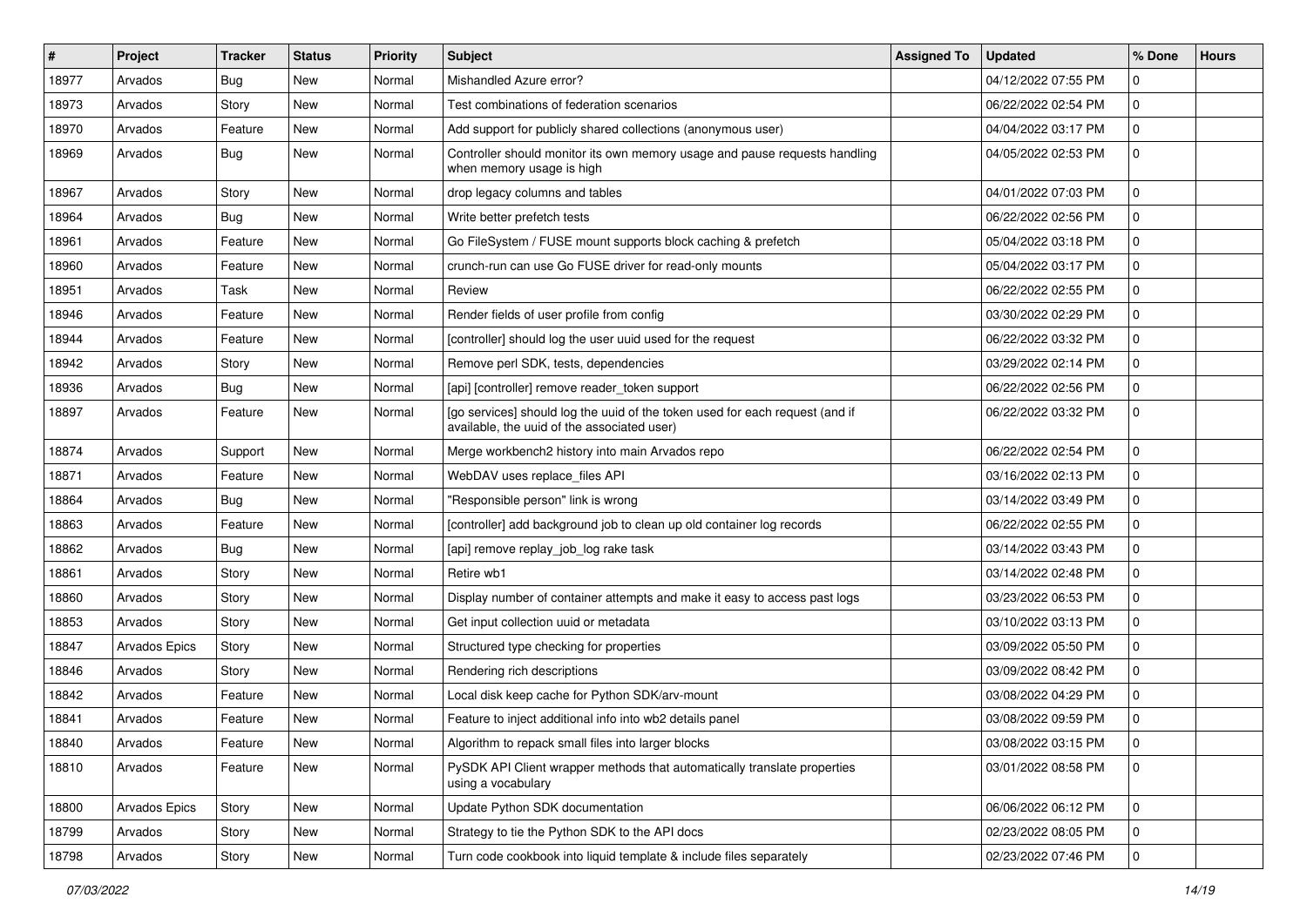| # | Project | Tracker | Status | Priority | Subject | Assigned To | Updated | % Done | Hours |
|---|---|---|---|---|---|---|---|---|---|
| 18977 | Arvados | Bug | New | Normal | Mishandled Azure error? | | 04/12/2022 07:55 PM | 0 | |
| 18973 | Arvados | Story | New | Normal | Test combinations of federation scenarios | | 06/22/2022 02:54 PM | 0 | |
| 18970 | Arvados | Feature | New | Normal | Add support for publicly shared collections (anonymous user) | | 04/04/2022 03:17 PM | 0 | |
| 18969 | Arvados | Bug | New | Normal | Controller should monitor its own memory usage and pause requests handling when memory usage is high | | 04/05/2022 02:53 PM | 0 | |
| 18967 | Arvados | Story | New | Normal | drop legacy columns and tables | | 04/01/2022 07:03 PM | 0 | |
| 18964 | Arvados | Bug | New | Normal | Write better prefetch tests | | 06/22/2022 02:56 PM | 0 | |
| 18961 | Arvados | Feature | New | Normal | Go FileSystem / FUSE mount supports block caching & prefetch | | 05/04/2022 03:18 PM | 0 | |
| 18960 | Arvados | Feature | New | Normal | crunch-run can use Go FUSE driver for read-only mounts | | 05/04/2022 03:17 PM | 0 | |
| 18951 | Arvados | Task | New | Normal | Review | | 06/22/2022 02:55 PM | 0 | |
| 18946 | Arvados | Feature | New | Normal | Render fields of user profile from config | | 03/30/2022 02:29 PM | 0 | |
| 18944 | Arvados | Feature | New | Normal | [controller] should log the user uuid used for the request | | 06/22/2022 03:32 PM | 0 | |
| 18942 | Arvados | Story | New | Normal | Remove perl SDK, tests, dependencies | | 03/29/2022 02:14 PM | 0 | |
| 18936 | Arvados | Bug | New | Normal | [api] [controller] remove reader_token support | | 06/22/2022 02:56 PM | 0 | |
| 18897 | Arvados | Feature | New | Normal | [go services] should log the uuid of the token used for each request (and if available, the uuid of the associated user) | | 06/22/2022 03:32 PM | 0 | |
| 18874 | Arvados | Support | New | Normal | Merge workbench2 history into main Arvados repo | | 06/22/2022 02:54 PM | 0 | |
| 18871 | Arvados | Feature | New | Normal | WebDAV uses replace_files API | | 03/16/2022 02:13 PM | 0 | |
| 18864 | Arvados | Bug | New | Normal | "Responsible person" link is wrong | | 03/14/2022 03:49 PM | 0 | |
| 18863 | Arvados | Feature | New | Normal | [controller] add background job to clean up old container log records | | 06/22/2022 02:55 PM | 0 | |
| 18862 | Arvados | Bug | New | Normal | [api] remove replay_job_log rake task | | 03/14/2022 03:43 PM | 0 | |
| 18861 | Arvados | Story | New | Normal | Retire wb1 | | 03/14/2022 02:48 PM | 0 | |
| 18860 | Arvados | Story | New | Normal | Display number of container attempts and make it easy to access past logs | | 03/23/2022 06:53 PM | 0 | |
| 18853 | Arvados | Story | New | Normal | Get input collection uuid or metadata | | 03/10/2022 03:13 PM | 0 | |
| 18847 | Arvados Epics | Story | New | Normal | Structured type checking for properties | | 03/09/2022 05:50 PM | 0 | |
| 18846 | Arvados | Story | New | Normal | Rendering rich descriptions | | 03/09/2022 08:42 PM | 0 | |
| 18842 | Arvados | Feature | New | Normal | Local disk keep cache for Python SDK/arv-mount | | 03/08/2022 04:29 PM | 0 | |
| 18841 | Arvados | Feature | New | Normal | Feature to inject additional info into wb2 details panel | | 03/08/2022 09:59 PM | 0 | |
| 18840 | Arvados | Feature | New | Normal | Algorithm to repack small files into larger blocks | | 03/08/2022 03:15 PM | 0 | |
| 18810 | Arvados | Feature | New | Normal | PySDK API Client wrapper methods that automatically translate properties using a vocabulary | | 03/01/2022 08:58 PM | 0 | |
| 18800 | Arvados Epics | Story | New | Normal | Update Python SDK documentation | | 06/06/2022 06:12 PM | 0 | |
| 18799 | Arvados | Story | New | Normal | Strategy to tie the Python SDK to the API docs | | 02/23/2022 08:05 PM | 0 | |
| 18798 | Arvados | Story | New | Normal | Turn code cookbook into liquid template & include files separately | | 02/23/2022 07:46 PM | 0 | |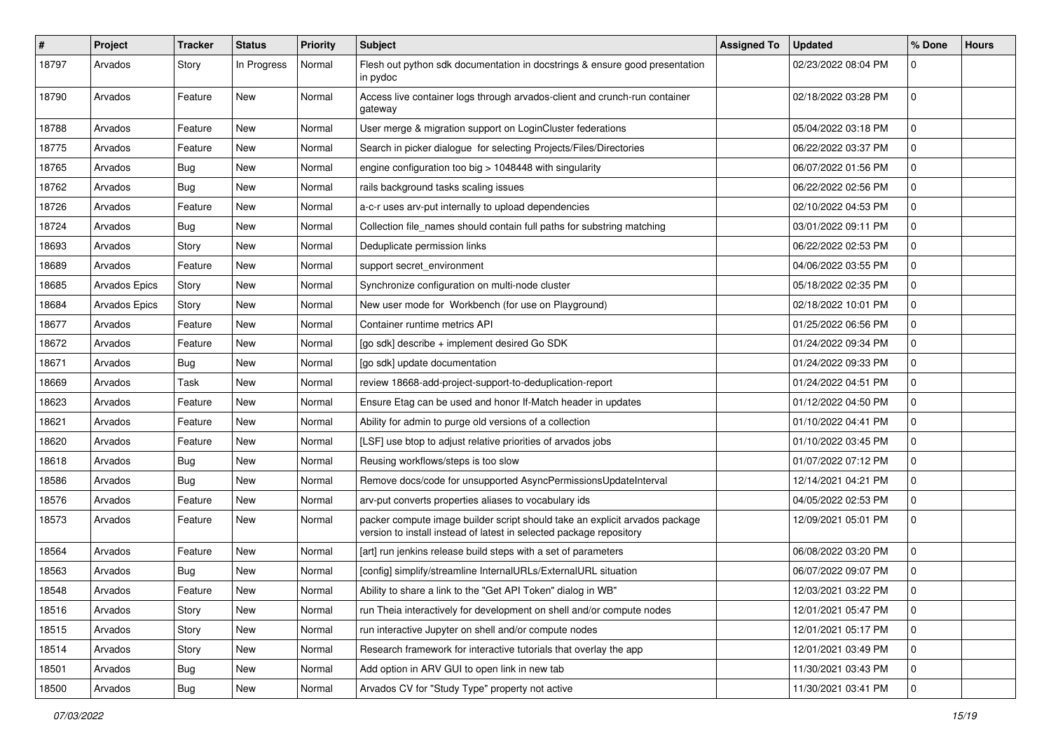| # | Project | Tracker | Status | Priority | Subject | Assigned To | Updated | % Done | Hours |
|---|---|---|---|---|---|---|---|---|---|
| 18797 | Arvados | Story | In Progress | Normal | Flesh out python sdk documentation in docstrings & ensure good presentation in pydoc | | 02/23/2022 08:04 PM | 0 | |
| 18790 | Arvados | Feature | New | Normal | Access live container logs through arvados-client and crunch-run container gateway | | 02/18/2022 03:28 PM | 0 | |
| 18788 | Arvados | Feature | New | Normal | User merge & migration support on LoginCluster federations | | 05/04/2022 03:18 PM | 0 | |
| 18775 | Arvados | Feature | New | Normal | Search in picker dialogue for selecting Projects/Files/Directories | | 06/22/2022 03:37 PM | 0 | |
| 18765 | Arvados | Bug | New | Normal | engine configuration too big > 1048448 with singularity | | 06/07/2022 01:56 PM | 0 | |
| 18762 | Arvados | Bug | New | Normal | rails background tasks scaling issues | | 06/22/2022 02:56 PM | 0 | |
| 18726 | Arvados | Feature | New | Normal | a-c-r uses arv-put internally to upload dependencies | | 02/10/2022 04:53 PM | 0 | |
| 18724 | Arvados | Bug | New | Normal | Collection file_names should contain full paths for substring matching | | 03/01/2022 09:11 PM | 0 | |
| 18693 | Arvados | Story | New | Normal | Deduplicate permission links | | 06/22/2022 02:53 PM | 0 | |
| 18689 | Arvados | Feature | New | Normal | support secret_environment | | 04/06/2022 03:55 PM | 0 | |
| 18685 | Arvados Epics | Story | New | Normal | Synchronize configuration on multi-node cluster | | 05/18/2022 02:35 PM | 0 | |
| 18684 | Arvados Epics | Story | New | Normal | New user mode for Workbench (for use on Playground) | | 02/18/2022 10:01 PM | 0 | |
| 18677 | Arvados | Feature | New | Normal | Container runtime metrics API | | 01/25/2022 06:56 PM | 0 | |
| 18672 | Arvados | Feature | New | Normal | [go sdk] describe + implement desired Go SDK | | 01/24/2022 09:34 PM | 0 | |
| 18671 | Arvados | Bug | New | Normal | [go sdk] update documentation | | 01/24/2022 09:33 PM | 0 | |
| 18669 | Arvados | Task | New | Normal | review 18668-add-project-support-to-deduplication-report | | 01/24/2022 04:51 PM | 0 | |
| 18623 | Arvados | Feature | New | Normal | Ensure Etag can be used and honor If-Match header in updates | | 01/12/2022 04:50 PM | 0 | |
| 18621 | Arvados | Feature | New | Normal | Ability for admin to purge old versions of a collection | | 01/10/2022 04:41 PM | 0 | |
| 18620 | Arvados | Feature | New | Normal | [LSF] use btop to adjust relative priorities of arvados jobs | | 01/10/2022 03:45 PM | 0 | |
| 18618 | Arvados | Bug | New | Normal | Reusing workflows/steps is too slow | | 01/07/2022 07:12 PM | 0 | |
| 18586 | Arvados | Bug | New | Normal | Remove docs/code for unsupported AsyncPermissionsUpdateInterval | | 12/14/2021 04:21 PM | 0 | |
| 18576 | Arvados | Feature | New | Normal | arv-put converts properties aliases to vocabulary ids | | 04/05/2022 02:53 PM | 0 | |
| 18573 | Arvados | Feature | New | Normal | packer compute image builder script should take an explicit arvados package version to install instead of latest in selected package repository | | 12/09/2021 05:01 PM | 0 | |
| 18564 | Arvados | Feature | New | Normal | [art] run jenkins release build steps with a set of parameters | | 06/08/2022 03:20 PM | 0 | |
| 18563 | Arvados | Bug | New | Normal | [config] simplify/streamline InternalURLs/ExternalURL situation | | 06/07/2022 09:07 PM | 0 | |
| 18548 | Arvados | Feature | New | Normal | Ability to share a link to the "Get API Token" dialog in WB" | | 12/03/2021 03:22 PM | 0 | |
| 18516 | Arvados | Story | New | Normal | run Theia interactively for development on shell and/or compute nodes | | 12/01/2021 05:47 PM | 0 | |
| 18515 | Arvados | Story | New | Normal | run interactive Jupyter on shell and/or compute nodes | | 12/01/2021 05:17 PM | 0 | |
| 18514 | Arvados | Story | New | Normal | Research framework for interactive tutorials that overlay the app | | 12/01/2021 03:49 PM | 0 | |
| 18501 | Arvados | Bug | New | Normal | Add option in ARV GUI to open link in new tab | | 11/30/2021 03:43 PM | 0 | |
| 18500 | Arvados | Bug | New | Normal | Arvados CV for "Study Type" property not active | | 11/30/2021 03:41 PM | 0 | |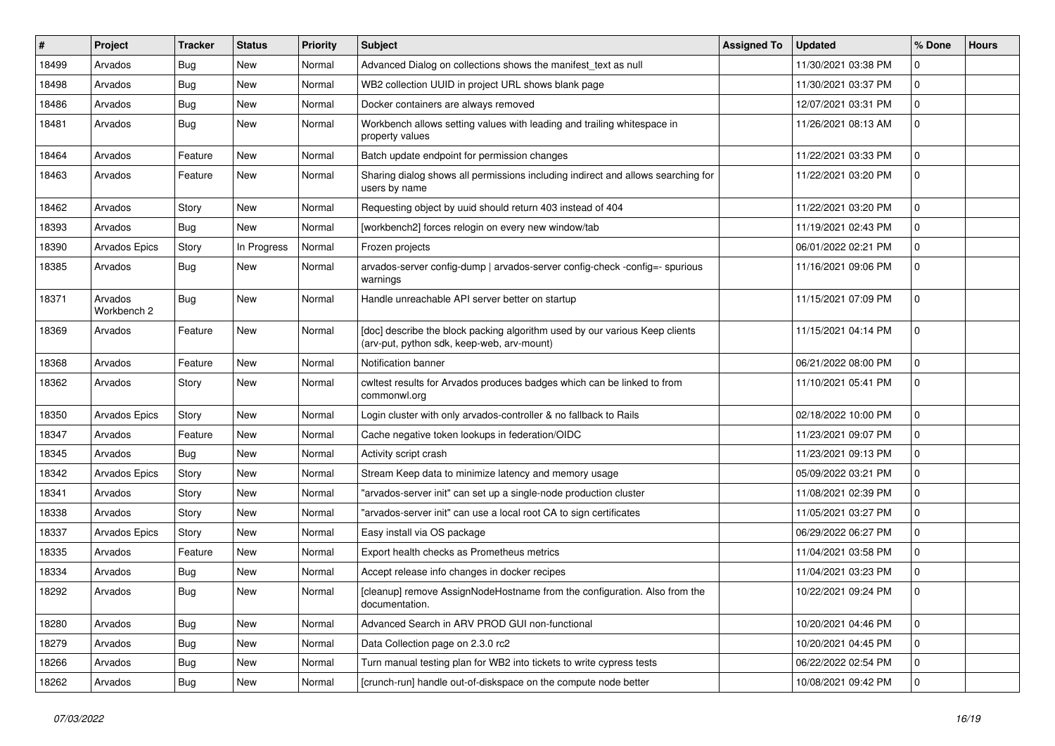| # | Project | Tracker | Status | Priority | Subject | Assigned To | Updated | % Done | Hours |
|---|---|---|---|---|---|---|---|---|---|
| 18499 | Arvados | Bug | New | Normal | Advanced Dialog on collections shows the manifest_text as null | | 11/30/2021 03:38 PM | 0 | |
| 18498 | Arvados | Bug | New | Normal | WB2 collection UUID in project URL shows blank page | | 11/30/2021 03:37 PM | 0 | |
| 18486 | Arvados | Bug | New | Normal | Docker containers are always removed | | 12/07/2021 03:31 PM | 0 | |
| 18481 | Arvados | Bug | New | Normal | Workbench allows setting values with leading and trailing whitespace in property values | | 11/26/2021 08:13 AM | 0 | |
| 18464 | Arvados | Feature | New | Normal | Batch update endpoint for permission changes | | 11/22/2021 03:33 PM | 0 | |
| 18463 | Arvados | Feature | New | Normal | Sharing dialog shows all permissions including indirect and allows searching for users by name | | 11/22/2021 03:20 PM | 0 | |
| 18462 | Arvados | Story | New | Normal | Requesting object by uuid should return 403 instead of 404 | | 11/22/2021 03:20 PM | 0 | |
| 18393 | Arvados | Bug | New | Normal | [workbench2] forces relogin on every new window/tab | | 11/19/2021 02:43 PM | 0 | |
| 18390 | Arvados Epics | Story | In Progress | Normal | Frozen projects | | 06/01/2022 02:21 PM | 0 | |
| 18385 | Arvados | Bug | New | Normal | arvados-server config-dump \| arvados-server config-check -config=- spurious warnings | | 11/16/2021 09:06 PM | 0 | |
| 18371 | Arvados Workbench 2 | Bug | New | Normal | Handle unreachable API server better on startup | | 11/15/2021 07:09 PM | 0 | |
| 18369 | Arvados | Feature | New | Normal | [doc] describe the block packing algorithm used by our various Keep clients (arv-put, python sdk, keep-web, arv-mount) | | 11/15/2021 04:14 PM | 0 | |
| 18368 | Arvados | Feature | New | Normal | Notification banner | | 06/21/2022 08:00 PM | 0 | |
| 18362 | Arvados | Story | New | Normal | cwltest results for Arvados produces badges which can be linked to from commonwl.org | | 11/10/2021 05:41 PM | 0 | |
| 18350 | Arvados Epics | Story | New | Normal | Login cluster with only arvados-controller & no fallback to Rails | | 02/18/2022 10:00 PM | 0 | |
| 18347 | Arvados | Feature | New | Normal | Cache negative token lookups in federation/OIDC | | 11/23/2021 09:07 PM | 0 | |
| 18345 | Arvados | Bug | New | Normal | Activity script crash | | 11/23/2021 09:13 PM | 0 | |
| 18342 | Arvados Epics | Story | New | Normal | Stream Keep data to minimize latency and memory usage | | 05/09/2022 03:21 PM | 0 | |
| 18341 | Arvados | Story | New | Normal | "arvados-server init" can set up a single-node production cluster | | 11/08/2021 02:39 PM | 0 | |
| 18338 | Arvados | Story | New | Normal | "arvados-server init" can use a local root CA to sign certificates | | 11/05/2021 03:27 PM | 0 | |
| 18337 | Arvados Epics | Story | New | Normal | Easy install via OS package | | 06/29/2022 06:27 PM | 0 | |
| 18335 | Arvados | Feature | New | Normal | Export health checks as Prometheus metrics | | 11/04/2021 03:58 PM | 0 | |
| 18334 | Arvados | Bug | New | Normal | Accept release info changes in docker recipes | | 11/04/2021 03:23 PM | 0 | |
| 18292 | Arvados | Bug | New | Normal | [cleanup] remove AssignNodeHostname from the configuration. Also from the documentation. | | 10/22/2021 09:24 PM | 0 | |
| 18280 | Arvados | Bug | New | Normal | Advanced Search in ARV PROD GUI non-functional | | 10/20/2021 04:46 PM | 0 | |
| 18279 | Arvados | Bug | New | Normal | Data Collection page on 2.3.0 rc2 | | 10/20/2021 04:45 PM | 0 | |
| 18266 | Arvados | Bug | New | Normal | Turn manual testing plan for WB2 into tickets to write cypress tests | | 06/22/2022 02:54 PM | 0 | |
| 18262 | Arvados | Bug | New | Normal | [crunch-run] handle out-of-diskspace on the compute node better | | 10/08/2021 09:42 PM | 0 | |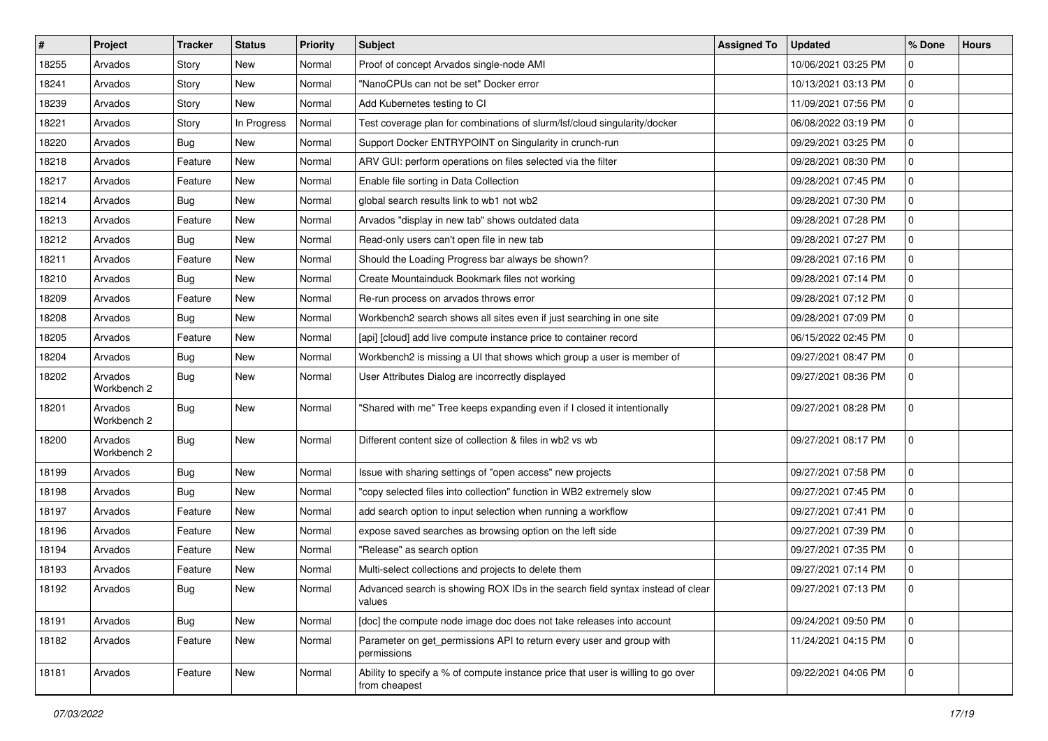| # | Project | Tracker | Status | Priority | Subject | Assigned To | Updated | % Done | Hours |
|---|---|---|---|---|---|---|---|---|---|
| 18255 | Arvados | Story | New | Normal | Proof of concept Arvados single-node AMI | | 10/06/2021 03:25 PM | 0 | |
| 18241 | Arvados | Story | New | Normal | "NanoCPUs can not be set" Docker error | | 10/13/2021 03:13 PM | 0 | |
| 18239 | Arvados | Story | New | Normal | Add Kubernetes testing to CI | | 11/09/2021 07:56 PM | 0 | |
| 18221 | Arvados | Story | In Progress | Normal | Test coverage plan for combinations of slurm/lsf/cloud singularity/docker | | 06/08/2022 03:19 PM | 0 | |
| 18220 | Arvados | Bug | New | Normal | Support Docker ENTRYPOINT on Singularity in crunch-run | | 09/29/2021 03:25 PM | 0 | |
| 18218 | Arvados | Feature | New | Normal | ARV GUI: perform operations on files selected via the filter | | 09/28/2021 08:30 PM | 0 | |
| 18217 | Arvados | Feature | New | Normal | Enable file sorting in Data Collection | | 09/28/2021 07:45 PM | 0 | |
| 18214 | Arvados | Bug | New | Normal | global search results link to wb1 not wb2 | | 09/28/2021 07:30 PM | 0 | |
| 18213 | Arvados | Feature | New | Normal | Arvados "display in new tab" shows outdated data | | 09/28/2021 07:28 PM | 0 | |
| 18212 | Arvados | Bug | New | Normal | Read-only users can't open file in new tab | | 09/28/2021 07:27 PM | 0 | |
| 18211 | Arvados | Feature | New | Normal | Should the Loading Progress bar always be shown? | | 09/28/2021 07:16 PM | 0 | |
| 18210 | Arvados | Bug | New | Normal | Create Mountainduck Bookmark files not working | | 09/28/2021 07:14 PM | 0 | |
| 18209 | Arvados | Feature | New | Normal | Re-run process on arvados throws error | | 09/28/2021 07:12 PM | 0 | |
| 18208 | Arvados | Bug | New | Normal | Workbench2 search shows all sites even if just searching in one site | | 09/28/2021 07:09 PM | 0 | |
| 18205 | Arvados | Feature | New | Normal | [api] [cloud] add live compute instance price to container record | | 06/15/2022 02:45 PM | 0 | |
| 18204 | Arvados | Bug | New | Normal | Workbench2 is missing a UI that shows which group a user is member of | | 09/27/2021 08:47 PM | 0 | |
| 18202 | Arvados Workbench 2 | Bug | New | Normal | User Attributes Dialog are incorrectly displayed | | 09/27/2021 08:36 PM | 0 | |
| 18201 | Arvados Workbench 2 | Bug | New | Normal | "Shared with me" Tree keeps expanding even if I closed it intentionally | | 09/27/2021 08:28 PM | 0 | |
| 18200 | Arvados Workbench 2 | Bug | New | Normal | Different content size of collection & files in wb2 vs wb | | 09/27/2021 08:17 PM | 0 | |
| 18199 | Arvados | Bug | New | Normal | Issue with sharing settings of "open access" new projects | | 09/27/2021 07:58 PM | 0 | |
| 18198 | Arvados | Bug | New | Normal | "copy selected files into collection" function in WB2 extremely slow | | 09/27/2021 07:45 PM | 0 | |
| 18197 | Arvados | Feature | New | Normal | add search option to input selection when running a workflow | | 09/27/2021 07:41 PM | 0 | |
| 18196 | Arvados | Feature | New | Normal | expose saved searches as browsing option on the left side | | 09/27/2021 07:39 PM | 0 | |
| 18194 | Arvados | Feature | New | Normal | "Release" as search option | | 09/27/2021 07:35 PM | 0 | |
| 18193 | Arvados | Feature | New | Normal | Multi-select collections and projects to delete them | | 09/27/2021 07:14 PM | 0 | |
| 18192 | Arvados | Bug | New | Normal | Advanced search is showing ROX IDs in the search field syntax instead of clear values | | 09/27/2021 07:13 PM | 0 | |
| 18191 | Arvados | Bug | New | Normal | [doc] the compute node image doc does not take releases into account | | 09/24/2021 09:50 PM | 0 | |
| 18182 | Arvados | Feature | New | Normal | Parameter on get_permissions API to return every user and group with permissions | | 11/24/2021 04:15 PM | 0 | |
| 18181 | Arvados | Feature | New | Normal | Ability to specify a % of compute instance price that user is willing to go over from cheapest | | 09/22/2021 04:06 PM | 0 | |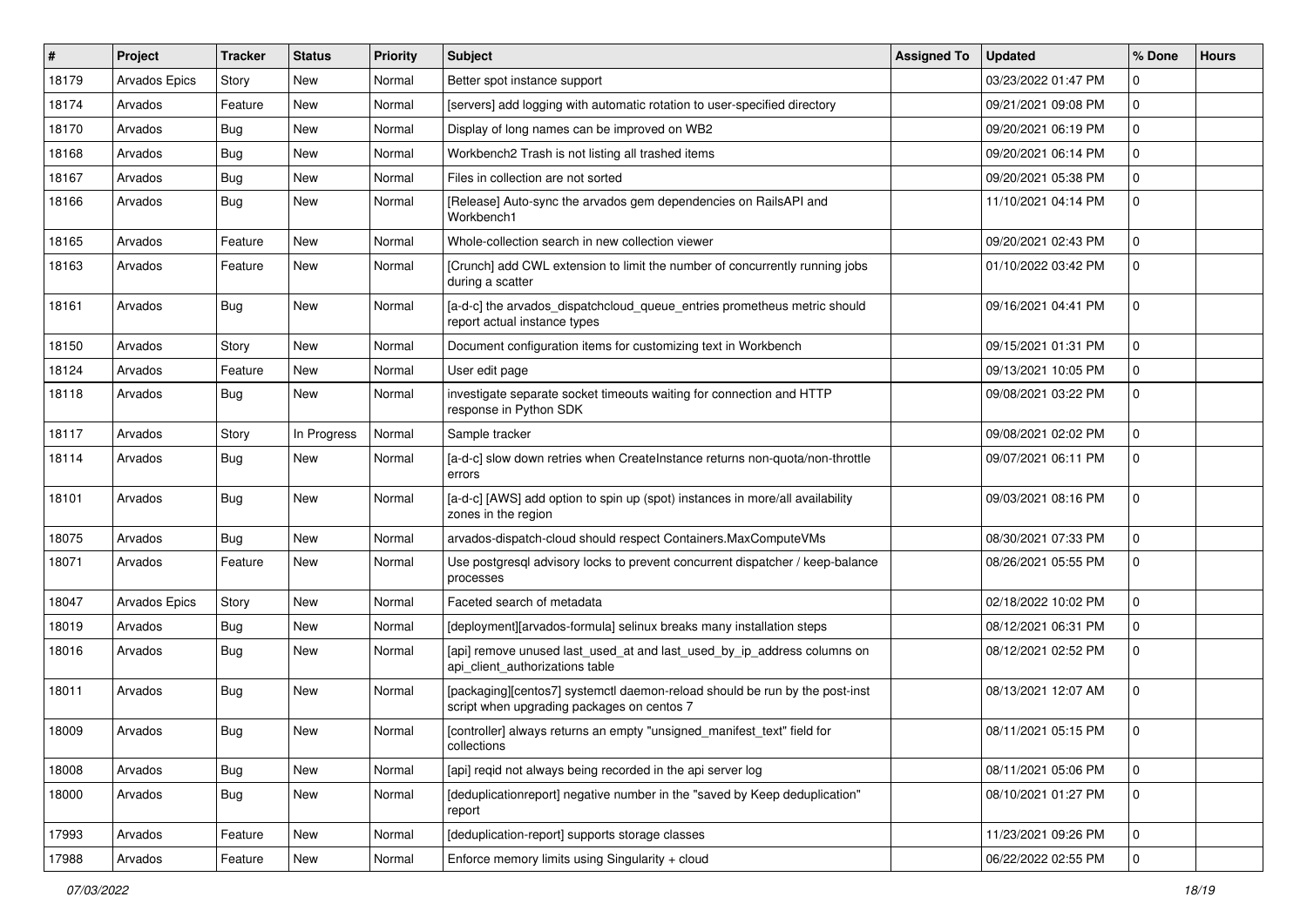| # | Project | Tracker | Status | Priority | Subject | Assigned To | Updated | % Done | Hours |
|---|---|---|---|---|---|---|---|---|---|
| 18179 | Arvados Epics | Story | New | Normal | Better spot instance support | | 03/23/2022 01:47 PM | 0 | |
| 18174 | Arvados | Feature | New | Normal | [servers] add logging with automatic rotation to user-specified directory | | 09/21/2021 09:08 PM | 0 | |
| 18170 | Arvados | Bug | New | Normal | Display of long names can be improved on WB2 | | 09/20/2021 06:19 PM | 0 | |
| 18168 | Arvados | Bug | New | Normal | Workbench2 Trash is not listing all trashed items | | 09/20/2021 06:14 PM | 0 | |
| 18167 | Arvados | Bug | New | Normal | Files in collection are not sorted | | 09/20/2021 05:38 PM | 0 | |
| 18166 | Arvados | Bug | New | Normal | [Release] Auto-sync the arvados gem dependencies on RailsAPI and Workbench1 | | 11/10/2021 04:14 PM | 0 | |
| 18165 | Arvados | Feature | New | Normal | Whole-collection search in new collection viewer | | 09/20/2021 02:43 PM | 0 | |
| 18163 | Arvados | Feature | New | Normal | [Crunch] add CWL extension to limit the number of concurrently running jobs during a scatter | | 01/10/2022 03:42 PM | 0 | |
| 18161 | Arvados | Bug | New | Normal | [a-d-c] the arvados_dispatchcloud_queue_entries prometheus metric should report actual instance types | | 09/16/2021 04:41 PM | 0 | |
| 18150 | Arvados | Story | New | Normal | Document configuration items for customizing text in Workbench | | 09/15/2021 01:31 PM | 0 | |
| 18124 | Arvados | Feature | New | Normal | User edit page | | 09/13/2021 10:05 PM | 0 | |
| 18118 | Arvados | Bug | New | Normal | investigate separate socket timeouts waiting for connection and HTTP response in Python SDK | | 09/08/2021 03:22 PM | 0 | |
| 18117 | Arvados | Story | In Progress | Normal | Sample tracker | | 09/08/2021 02:02 PM | 0 | |
| 18114 | Arvados | Bug | New | Normal | [a-d-c] slow down retries when CreateInstance returns non-quota/non-throttle errors | | 09/07/2021 06:11 PM | 0 | |
| 18101 | Arvados | Bug | New | Normal | [a-d-c] [AWS] add option to spin up (spot) instances in more/all availability zones in the region | | 09/03/2021 08:16 PM | 0 | |
| 18075 | Arvados | Bug | New | Normal | arvados-dispatch-cloud should respect Containers.MaxComputeVMs | | 08/30/2021 07:33 PM | 0 | |
| 18071 | Arvados | Feature | New | Normal | Use postgresql advisory locks to prevent concurrent dispatcher / keep-balance processes | | 08/26/2021 05:55 PM | 0 | |
| 18047 | Arvados Epics | Story | New | Normal | Faceted search of metadata | | 02/18/2022 10:02 PM | 0 | |
| 18019 | Arvados | Bug | New | Normal | [deployment][arvados-formula] selinux breaks many installation steps | | 08/12/2021 06:31 PM | 0 | |
| 18016 | Arvados | Bug | New | Normal | [api] remove unused last_used_at and last_used_by_ip_address columns on api_client_authorizations table | | 08/12/2021 02:52 PM | 0 | |
| 18011 | Arvados | Bug | New | Normal | [packaging][centos7] systemctl daemon-reload should be run by the post-inst script when upgrading packages on centos 7 | | 08/13/2021 12:07 AM | 0 | |
| 18009 | Arvados | Bug | New | Normal | [controller] always returns an empty "unsigned_manifest_text" field for collections | | 08/11/2021 05:15 PM | 0 | |
| 18008 | Arvados | Bug | New | Normal | [api] reqid not always being recorded in the api server log | | 08/11/2021 05:06 PM | 0 | |
| 18000 | Arvados | Bug | New | Normal | [deduplicationreport] negative number in the "saved by Keep deduplication" report | | 08/10/2021 01:27 PM | 0 | |
| 17993 | Arvados | Feature | New | Normal | [deduplication-report] supports storage classes | | 11/23/2021 09:26 PM | 0 | |
| 17988 | Arvados | Feature | New | Normal | Enforce memory limits using Singularity + cloud | | 06/22/2022 02:55 PM | 0 | |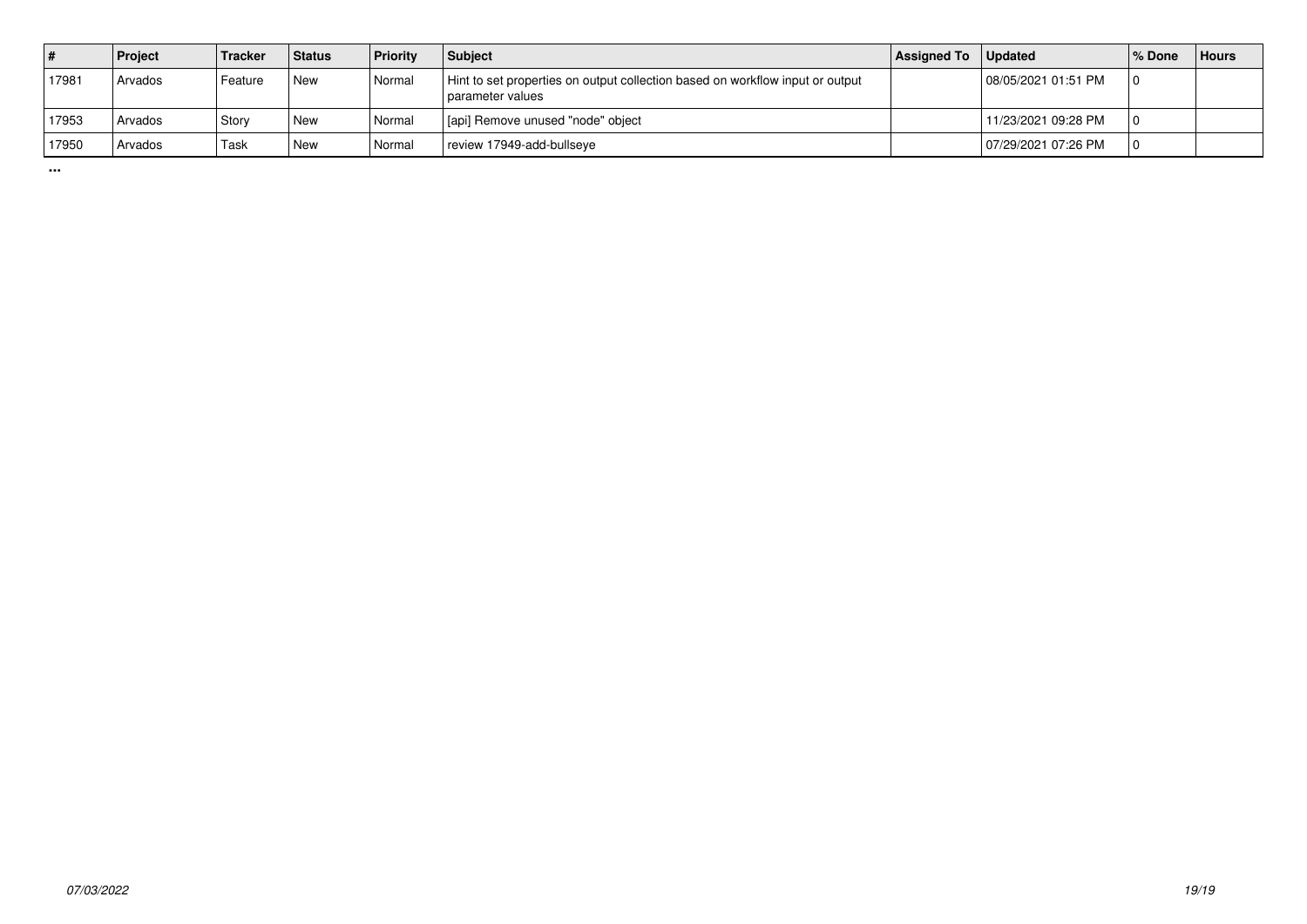| # | Project | Tracker | Status | Priority | Subject | Assigned To | Updated | % Done | Hours |
|---|---|---|---|---|---|---|---|---|---|
| 17981 | Arvados | Feature | New | Normal | Hint to set properties on output collection based on workflow input or output parameter values | | 08/05/2021 01:51 PM | 0 | |
| 17953 | Arvados | Story | New | Normal | [api] Remove unused "node" object | | 11/23/2021 09:28 PM | 0 | |
| 17950 | Arvados | Task | New | Normal | review 17949-add-bullseye | | 07/29/2021 07:26 PM | 0 | |

...